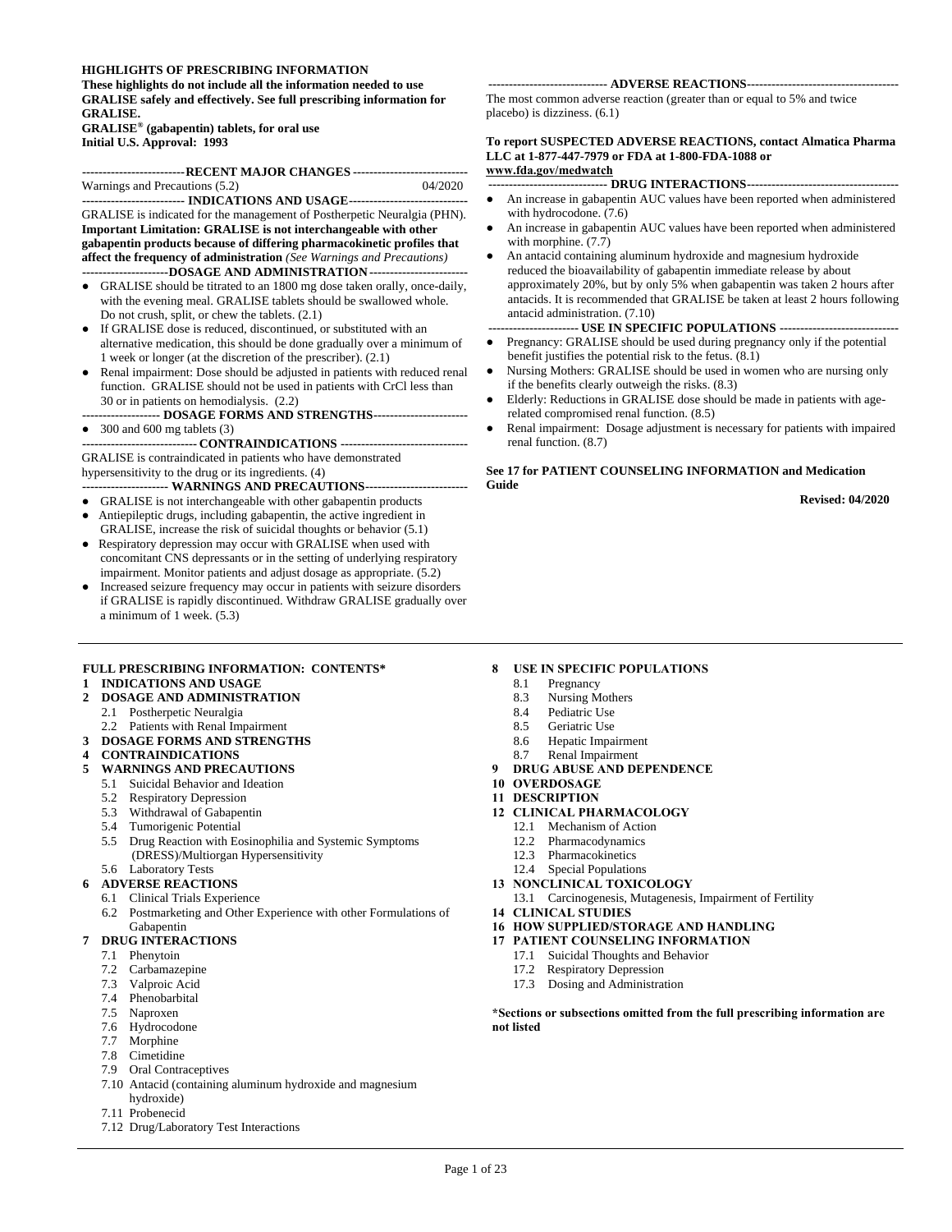**HIGHLIGHTS OF PRESCRIBING INFORMATION**
**These highlights do not include all the information needed to use GRALISE safely and effectively. See full prescribing information for GRALISE.**
**GRALISE® (gabapentin) tablets, for oral use**
**Initial U.S. Approval: 1993**

**RECENT MAJOR CHANGES**

Warnings and Precautions (5.2) 04/2020

**INDICATIONS AND USAGE**

GRALISE is indicated for the management of Postherpetic Neuralgia (PHN).
**Important Limitation: GRALISE is not interchangeable with other gabapentin products because of differing pharmacokinetic profiles that affect the frequency of administration** *(See Warnings and Precautions)*

**DOSAGE AND ADMINISTRATION**

- GRALISE should be titrated to an 1800 mg dose taken orally, once-daily, with the evening meal. GRALISE tablets should be swallowed whole. Do not crush, split, or chew the tablets. (2.1)
- If GRALISE dose is reduced, discontinued, or substituted with an alternative medication, this should be done gradually over a minimum of 1 week or longer (at the discretion of the prescriber). (2.1)
- Renal impairment: Dose should be adjusted in patients with reduced renal function. GRALISE should not be used in patients with CrCl less than 30 or in patients on hemodialysis. (2.2)

**DOSAGE FORMS AND STRENGTHS**

- 300 and 600 mg tablets (3)

**CONTRAINDICATIONS**

GRALISE is contraindicated in patients who have demonstrated hypersensitivity to the drug or its ingredients. (4)

**WARNINGS AND PRECAUTIONS**

- GRALISE is not interchangeable with other gabapentin products
- Antiepileptic drugs, including gabapentin, the active ingredient in GRALISE, increase the risk of suicidal thoughts or behavior (5.1)
- Respiratory depression may occur with GRALISE when used with concomitant CNS depressants or in the setting of underlying respiratory impairment. Monitor patients and adjust dosage as appropriate. (5.2)
- Increased seizure frequency may occur in patients with seizure disorders if GRALISE is rapidly discontinued. Withdraw GRALISE gradually over a minimum of 1 week. (5.3)

**ADVERSE REACTIONS**

The most common adverse reaction (greater than or equal to 5% and twice placebo) is dizziness. (6.1)

**To report SUSPECTED ADVERSE REACTIONS, contact Almatica Pharma LLC at 1-877-447-7979 or FDA at 1-800-FDA-1088 or www.fda.gov/medwatch**

**DRUG INTERACTIONS**

- An increase in gabapentin AUC values have been reported when administered with hydrocodone. (7.6)
- An increase in gabapentin AUC values have been reported when administered with morphine. (7.7)
- An antacid containing aluminum hydroxide and magnesium hydroxide reduced the bioavailability of gabapentin immediate release by about approximately 20%, but by only 5% when gabapentin was taken 2 hours after antacids. It is recommended that GRALISE be taken at least 2 hours following antacid administration. (7.10)

**USE IN SPECIFIC POPULATIONS**

- Pregnancy: GRALISE should be used during pregnancy only if the potential benefit justifies the potential risk to the fetus. (8.1)
- Nursing Mothers: GRALISE should be used in women who are nursing only if the benefits clearly outweigh the risks. (8.3)
- Elderly: Reductions in GRALISE dose should be made in patients with age-related compromised renal function. (8.5)
- Renal impairment: Dosage adjustment is necessary for patients with impaired renal function. (8.7)

**See 17 for PATIENT COUNSELING INFORMATION and Medication Guide**

**Revised: 04/2020**

---

**FULL PRESCRIBING INFORMATION: CONTENTS***

**1 INDICATIONS AND USAGE**
**2 DOSAGE AND ADMINISTRATION**
- 2.1 Postherpetic Neuralgia
- 2.2 Patients with Renal Impairment

**3 DOSAGE FORMS AND STRENGTHS**
**4 CONTRAINDICATIONS**
**5 WARNINGS AND PRECAUTIONS**
- 5.1 Suicidal Behavior and Ideation
- 5.2 Respiratory Depression
- 5.3 Withdrawal of Gabapentin
- 5.4 Tumorigenic Potential
- 5.5 Drug Reaction with Eosinophilia and Systemic Symptoms (DRESS)/Multiorgan Hypersensitivity
- 5.6 Laboratory Tests

**6 ADVERSE REACTIONS**
- 6.1 Clinical Trials Experience
- 6.2 Postmarketing and Other Experience with other Formulations of Gabapentin

**7 DRUG INTERACTIONS**
- 7.1 Phenytoin
- 7.2 Carbamazepine
- 7.3 Valproic Acid
- 7.4 Phenobarbital
- 7.5 Naproxen
- 7.6 Hydrocodone
- 7.7 Morphine
- 7.8 Cimetidine
- 7.9 Oral Contraceptives
- 7.10 Antacid (containing aluminum hydroxide and magnesium hydroxide)
- 7.11 Probenecid
- 7.12 Drug/Laboratory Test Interactions

**8 USE IN SPECIFIC POPULATIONS**
- 8.1 Pregnancy
- 8.3 Nursing Mothers
- 8.4 Pediatric Use
- 8.5 Geriatric Use
- 8.6 Hepatic Impairment
- 8.7 Renal Impairment

**9 DRUG ABUSE AND DEPENDENCE**
**10 OVERDOSAGE**
**11 DESCRIPTION**
**12 CLINICAL PHARMACOLOGY**
- 12.1 Mechanism of Action
- 12.2 Pharmacodynamics
- 12.3 Pharmacokinetics
- 12.4 Special Populations

**13 NONCLINICAL TOXICOLOGY**
- 13.1 Carcinogenesis, Mutagenesis, Impairment of Fertility

**14 CLINICAL STUDIES**
**16 HOW SUPPLIED/STORAGE AND HANDLING**
**17 PATIENT COUNSELING INFORMATION**
- 17.1 Suicidal Thoughts and Behavior
- 17.2 Respiratory Depression
- 17.3 Dosing and Administration

***Sections or subsections omitted from the full prescribing information are not listed**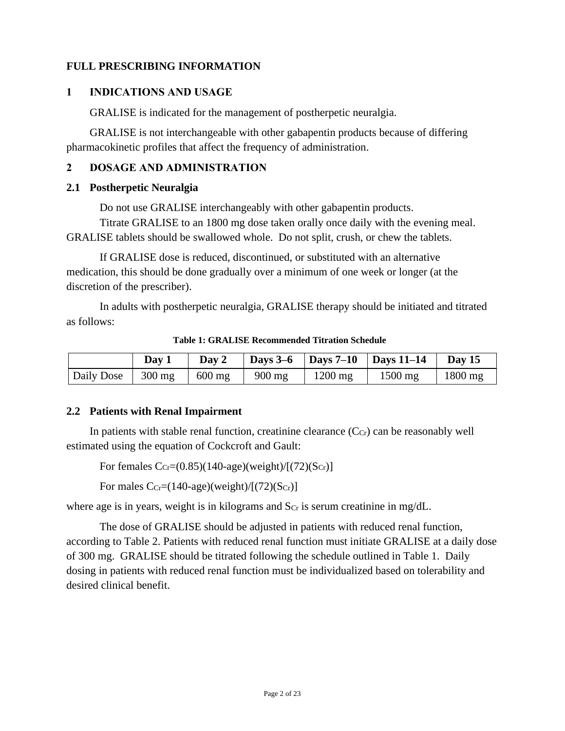# FULL PRESCRIBING INFORMATION

## 1 INDICATIONS AND USAGE

GRALISE is indicated for the management of postherpetic neuralgia.

GRALISE is not interchangeable with other gabapentin products because of differing pharmacokinetic profiles that affect the frequency of administration.

## 2 DOSAGE AND ADMINISTRATION

### 2.1 Postherpetic Neuralgia

Do not use GRALISE interchangeably with other gabapentin products.

Titrate GRALISE to an 1800 mg dose taken orally once daily with the evening meal. GRALISE tablets should be swallowed whole. Do not split, crush, or chew the tablets.

If GRALISE dose is reduced, discontinued, or substituted with an alternative medication, this should be done gradually over a minimum of one week or longer (at the discretion of the prescriber).

In adults with postherpetic neuralgia, GRALISE therapy should be initiated and titrated as follows:

**Table 1: GRALISE Recommended Titration Schedule**

| | Day 1 | Day 2 | Days 3–6 | Days 7–10 | Days 11–14 | Day 15 |
|---|---|---|---|---|---|---|
| Daily Dose | 300 mg | 600 mg | 900 mg | 1200 mg | 1500 mg | 1800 mg |

### 2.2 Patients with Renal Impairment

In patients with stable renal function, creatinine clearance ($C_{Cr}$) can be reasonably well estimated using the equation of Cockcroft and Gault:

For females $C_{Cr}=(0.85)(140\text{-age})(\text{weight})/[(72)(S_{Cr})]$

For males $C_{Cr}=(140\text{-age})(\text{weight})/[(72)(S_{Cr})]$

where age is in years, weight is in kilograms and $S_{Cr}$ is serum creatinine in mg/dL.

The dose of GRALISE should be adjusted in patients with reduced renal function, according to Table 2. Patients with reduced renal function must initiate GRALISE at a daily dose of 300 mg. GRALISE should be titrated following the schedule outlined in Table 1. Daily dosing in patients with reduced renal function must be individualized based on tolerability and desired clinical benefit.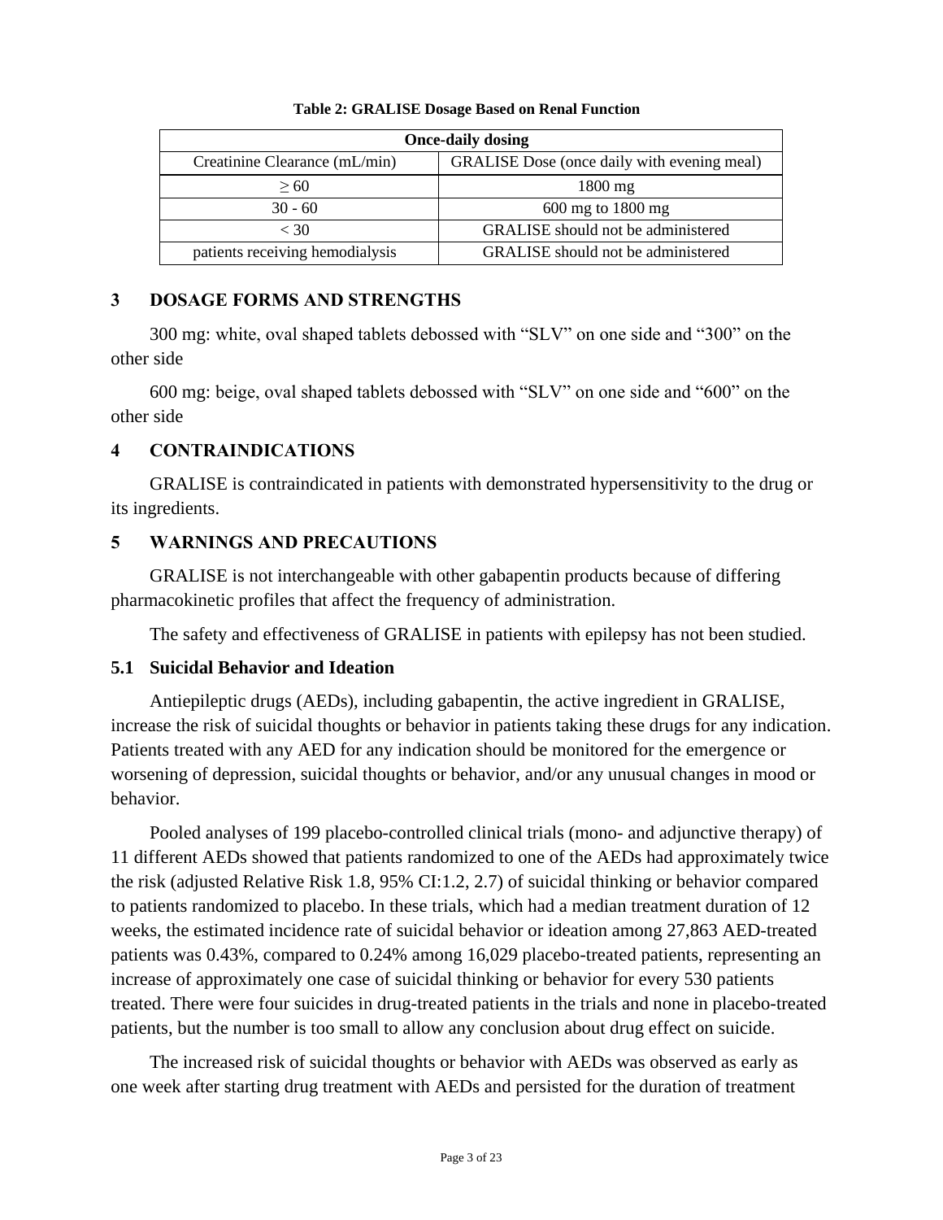**Table 2: GRALISE Dosage Based on Renal Function**

| Once-daily dosing | |
|---|---|
| Creatinine Clearance (mL/min) | GRALISE Dose (once daily with evening meal) |
| ≥ 60 | 1800 mg |
| 30 - 60 | 600 mg to 1800 mg |
| < 30 | GRALISE should not be administered |
| patients receiving hemodialysis | GRALISE should not be administered |

## 3 DOSAGE FORMS AND STRENGTHS

300 mg: white, oval shaped tablets debossed with "SLV" on one side and "300" on the other side

600 mg: beige, oval shaped tablets debossed with "SLV" on one side and "600" on the other side

## 4 CONTRAINDICATIONS

GRALISE is contraindicated in patients with demonstrated hypersensitivity to the drug or its ingredients.

## 5 WARNINGS AND PRECAUTIONS

GRALISE is not interchangeable with other gabapentin products because of differing pharmacokinetic profiles that affect the frequency of administration.

The safety and effectiveness of GRALISE in patients with epilepsy has not been studied.

### 5.1 Suicidal Behavior and Ideation

Antiepileptic drugs (AEDs), including gabapentin, the active ingredient in GRALISE, increase the risk of suicidal thoughts or behavior in patients taking these drugs for any indication. Patients treated with any AED for any indication should be monitored for the emergence or worsening of depression, suicidal thoughts or behavior, and/or any unusual changes in mood or behavior.

Pooled analyses of 199 placebo-controlled clinical trials (mono- and adjunctive therapy) of 11 different AEDs showed that patients randomized to one of the AEDs had approximately twice the risk (adjusted Relative Risk 1.8, 95% CI:1.2, 2.7) of suicidal thinking or behavior compared to patients randomized to placebo. In these trials, which had a median treatment duration of 12 weeks, the estimated incidence rate of suicidal behavior or ideation among 27,863 AED-treated patients was 0.43%, compared to 0.24% among 16,029 placebo-treated patients, representing an increase of approximately one case of suicidal thinking or behavior for every 530 patients treated. There were four suicides in drug-treated patients in the trials and none in placebo-treated patients, but the number is too small to allow any conclusion about drug effect on suicide.

The increased risk of suicidal thoughts or behavior with AEDs was observed as early as one week after starting drug treatment with AEDs and persisted for the duration of treatment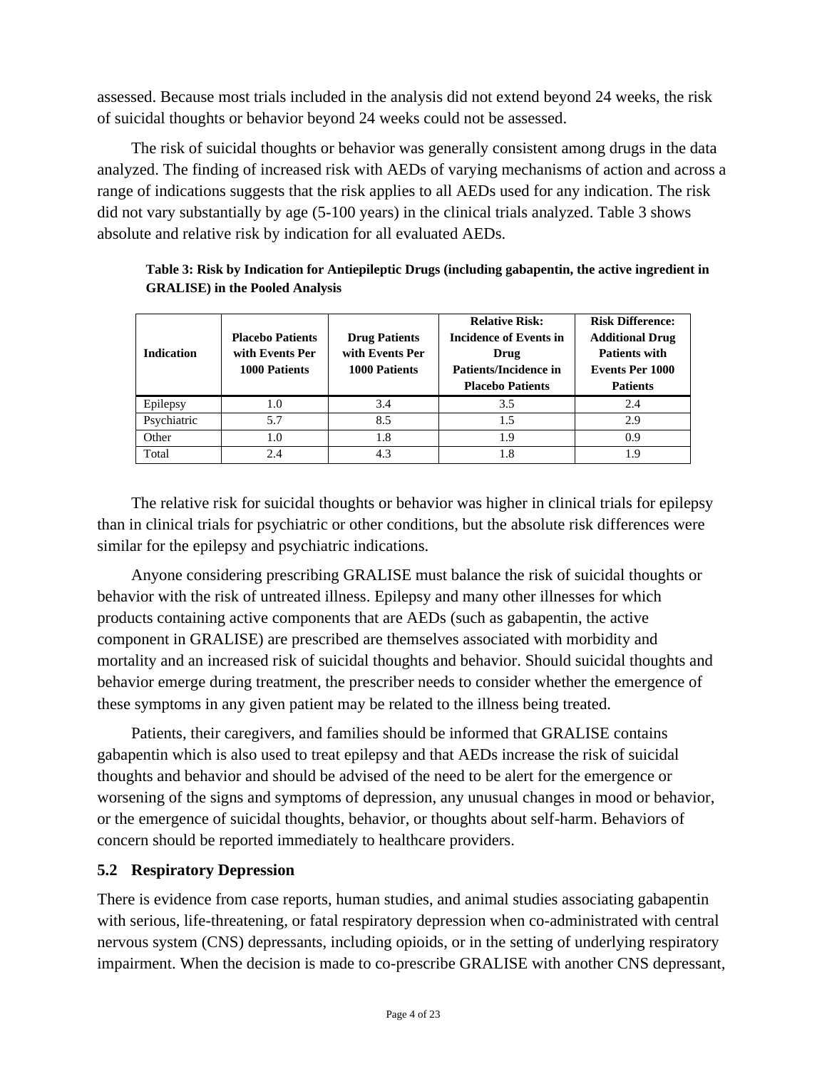assessed. Because most trials included in the analysis did not extend beyond 24 weeks, the risk of suicidal thoughts or behavior beyond 24 weeks could not be assessed.

The risk of suicidal thoughts or behavior was generally consistent among drugs in the data analyzed. The finding of increased risk with AEDs of varying mechanisms of action and across a range of indications suggests that the risk applies to all AEDs used for any indication. The risk did not vary substantially by age (5-100 years) in the clinical trials analyzed. Table 3 shows absolute and relative risk by indication for all evaluated AEDs.

**Table 3: Risk by Indication for Antiepileptic Drugs (including gabapentin, the active ingredient in GRALISE) in the Pooled Analysis**

| Indication | Placebo Patients with Events Per 1000 Patients | Drug Patients with Events Per 1000 Patients | Relative Risk: Incidence of Events in Drug Patients/Incidence in Placebo Patients | Risk Difference: Additional Drug Patients with Events Per 1000 Patients |
|---|---|---|---|---|
| Epilepsy | 1.0 | 3.4 | 3.5 | 2.4 |
| Psychiatric | 5.7 | 8.5 | 1.5 | 2.9 |
| Other | 1.0 | 1.8 | 1.9 | 0.9 |
| Total | 2.4 | 4.3 | 1.8 | 1.9 |

The relative risk for suicidal thoughts or behavior was higher in clinical trials for epilepsy than in clinical trials for psychiatric or other conditions, but the absolute risk differences were similar for the epilepsy and psychiatric indications.

Anyone considering prescribing GRALISE must balance the risk of suicidal thoughts or behavior with the risk of untreated illness. Epilepsy and many other illnesses for which products containing active components that are AEDs (such as gabapentin, the active component in GRALISE) are prescribed are themselves associated with morbidity and mortality and an increased risk of suicidal thoughts and behavior. Should suicidal thoughts and behavior emerge during treatment, the prescriber needs to consider whether the emergence of these symptoms in any given patient may be related to the illness being treated.

Patients, their caregivers, and families should be informed that GRALISE contains gabapentin which is also used to treat epilepsy and that AEDs increase the risk of suicidal thoughts and behavior and should be advised of the need to be alert for the emergence or worsening of the signs and symptoms of depression, any unusual changes in mood or behavior, or the emergence of suicidal thoughts, behavior, or thoughts about self-harm. Behaviors of concern should be reported immediately to healthcare providers.

### 5.2 Respiratory Depression

There is evidence from case reports, human studies, and animal studies associating gabapentin with serious, life-threatening, or fatal respiratory depression when co-administrated with central nervous system (CNS) depressants, including opioids, or in the setting of underlying respiratory impairment. When the decision is made to co-prescribe GRALISE with another CNS depressant,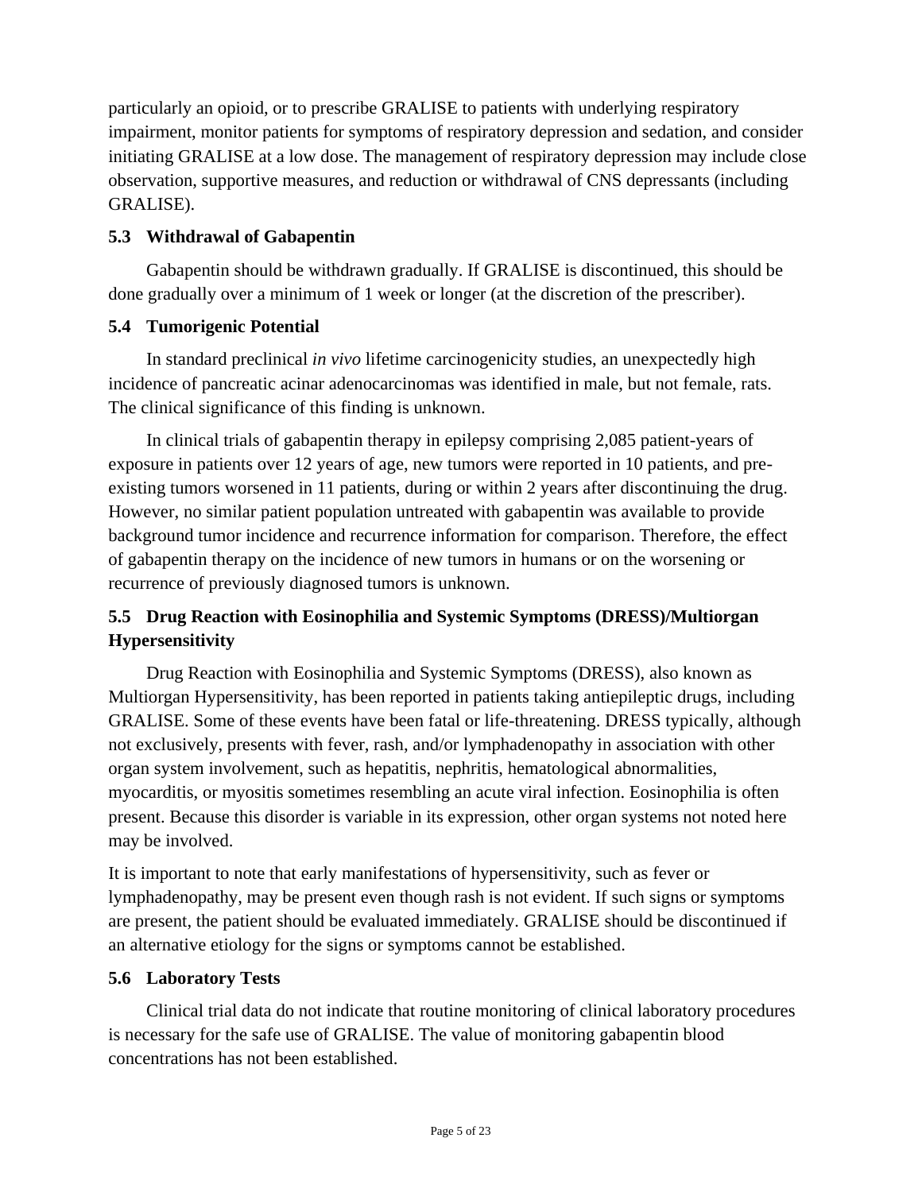particularly an opioid, or to prescribe GRALISE to patients with underlying respiratory impairment, monitor patients for symptoms of respiratory depression and sedation, and consider initiating GRALISE at a low dose. The management of respiratory depression may include close observation, supportive measures, and reduction or withdrawal of CNS depressants (including GRALISE).

### 5.3 Withdrawal of Gabapentin

Gabapentin should be withdrawn gradually. If GRALISE is discontinued, this should be done gradually over a minimum of 1 week or longer (at the discretion of the prescriber).

### 5.4 Tumorigenic Potential

In standard preclinical *in vivo* lifetime carcinogenicity studies, an unexpectedly high incidence of pancreatic acinar adenocarcinomas was identified in male, but not female, rats. The clinical significance of this finding is unknown.

In clinical trials of gabapentin therapy in epilepsy comprising 2,085 patient-years of exposure in patients over 12 years of age, new tumors were reported in 10 patients, and pre-existing tumors worsened in 11 patients, during or within 2 years after discontinuing the drug. However, no similar patient population untreated with gabapentin was available to provide background tumor incidence and recurrence information for comparison. Therefore, the effect of gabapentin therapy on the incidence of new tumors in humans or on the worsening or recurrence of previously diagnosed tumors is unknown.

### 5.5 Drug Reaction with Eosinophilia and Systemic Symptoms (DRESS)/Multiorgan Hypersensitivity

Drug Reaction with Eosinophilia and Systemic Symptoms (DRESS), also known as Multiorgan Hypersensitivity, has been reported in patients taking antiepileptic drugs, including GRALISE. Some of these events have been fatal or life-threatening. DRESS typically, although not exclusively, presents with fever, rash, and/or lymphadenopathy in association with other organ system involvement, such as hepatitis, nephritis, hematological abnormalities, myocarditis, or myositis sometimes resembling an acute viral infection. Eosinophilia is often present. Because this disorder is variable in its expression, other organ systems not noted here may be involved.

It is important to note that early manifestations of hypersensitivity, such as fever or lymphadenopathy, may be present even though rash is not evident. If such signs or symptoms are present, the patient should be evaluated immediately. GRALISE should be discontinued if an alternative etiology for the signs or symptoms cannot be established.

### 5.6 Laboratory Tests

Clinical trial data do not indicate that routine monitoring of clinical laboratory procedures is necessary for the safe use of GRALISE. The value of monitoring gabapentin blood concentrations has not been established.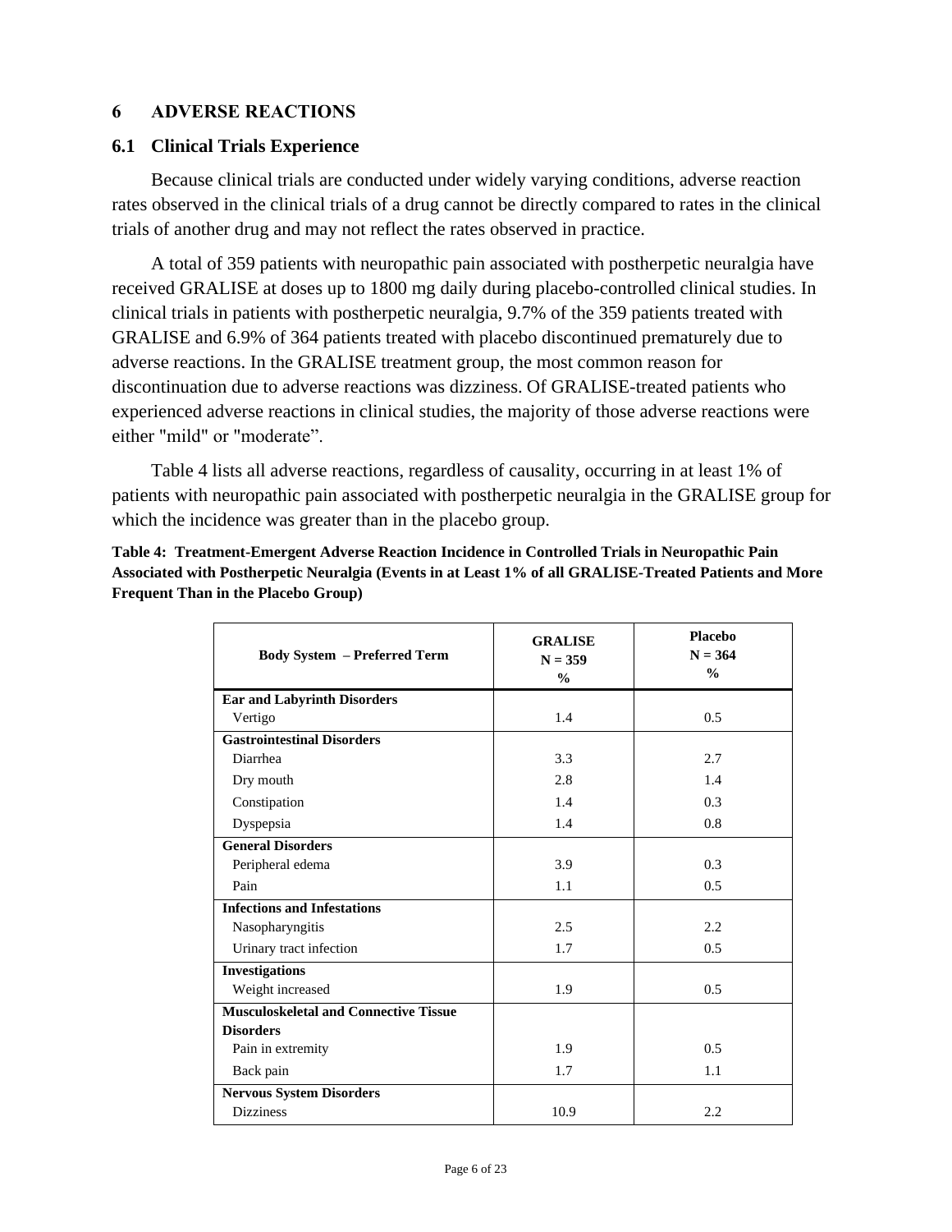## 6 ADVERSE REACTIONS

### 6.1 Clinical Trials Experience

Because clinical trials are conducted under widely varying conditions, adverse reaction rates observed in the clinical trials of a drug cannot be directly compared to rates in the clinical trials of another drug and may not reflect the rates observed in practice.

A total of 359 patients with neuropathic pain associated with postherpetic neuralgia have received GRALISE at doses up to 1800 mg daily during placebo-controlled clinical studies. In clinical trials in patients with postherpetic neuralgia, 9.7% of the 359 patients treated with GRALISE and 6.9% of 364 patients treated with placebo discontinued prematurely due to adverse reactions. In the GRALISE treatment group, the most common reason for discontinuation due to adverse reactions was dizziness. Of GRALISE-treated patients who experienced adverse reactions in clinical studies, the majority of those adverse reactions were either "mild" or "moderate".

Table 4 lists all adverse reactions, regardless of causality, occurring in at least 1% of patients with neuropathic pain associated with postherpetic neuralgia in the GRALISE group for which the incidence was greater than in the placebo group.

**Table 4: Treatment-Emergent Adverse Reaction Incidence in Controlled Trials in Neuropathic Pain Associated with Postherpetic Neuralgia (Events in at Least 1% of all GRALISE-Treated Patients and More Frequent Than in the Placebo Group)**

| Body System – Preferred Term | GRALISE N = 359 % | Placebo N = 364 % |
|---|---|---|
| **Ear and Labyrinth Disorders** | | |
| Vertigo | 1.4 | 0.5 |
| **Gastrointestinal Disorders** | | |
| Diarrhea | 3.3 | 2.7 |
| Dry mouth | 2.8 | 1.4 |
| Constipation | 1.4 | 0.3 |
| Dyspepsia | 1.4 | 0.8 |
| **General Disorders** | | |
| Peripheral edema | 3.9 | 0.3 |
| Pain | 1.1 | 0.5 |
| **Infections and Infestations** | | |
| Nasopharyngitis | 2.5 | 2.2 |
| Urinary tract infection | 1.7 | 0.5 |
| **Investigations** | | |
| Weight increased | 1.9 | 0.5 |
| **Musculoskeletal and Connective Tissue Disorders** | | |
| Pain in extremity | 1.9 | 0.5 |
| Back pain | 1.7 | 1.1 |
| **Nervous System Disorders** | | |
| Dizziness | 10.9 | 2.2 |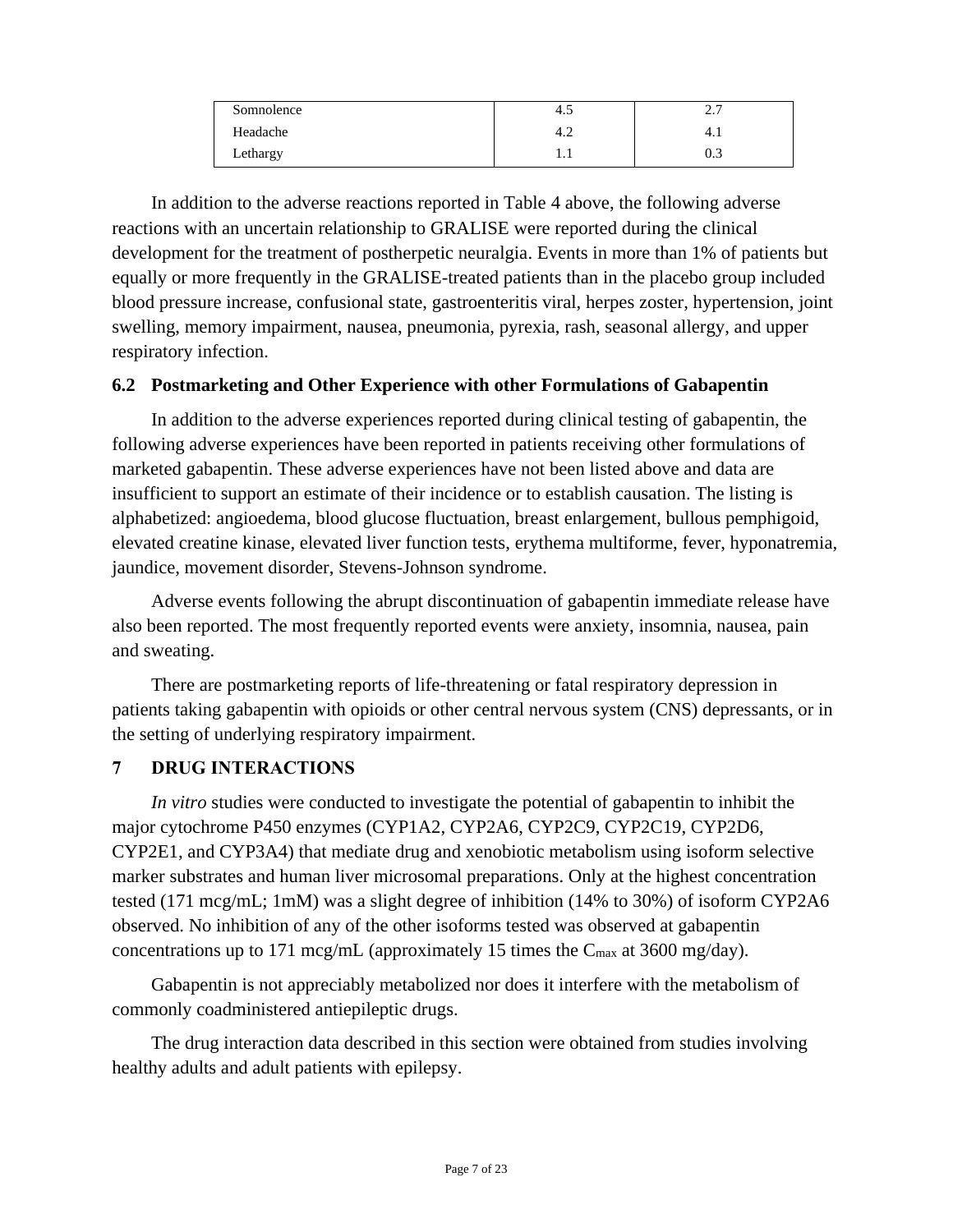| | | |
|---|---|---|
| Somnolence | 4.5 | 2.7 |
| Headache | 4.2 | 4.1 |
| Lethargy | 1.1 | 0.3 |

In addition to the adverse reactions reported in Table 4 above, the following adverse reactions with an uncertain relationship to GRALISE were reported during the clinical development for the treatment of postherpetic neuralgia. Events in more than 1% of patients but equally or more frequently in the GRALISE-treated patients than in the placebo group included blood pressure increase, confusional state, gastroenteritis viral, herpes zoster, hypertension, joint swelling, memory impairment, nausea, pneumonia, pyrexia, rash, seasonal allergy, and upper respiratory infection.

### 6.2 Postmarketing and Other Experience with other Formulations of Gabapentin

In addition to the adverse experiences reported during clinical testing of gabapentin, the following adverse experiences have been reported in patients receiving other formulations of marketed gabapentin. These adverse experiences have not been listed above and data are insufficient to support an estimate of their incidence or to establish causation. The listing is alphabetized: angioedema, blood glucose fluctuation, breast enlargement, bullous pemphigoid, elevated creatine kinase, elevated liver function tests, erythema multiforme, fever, hyponatremia, jaundice, movement disorder, Stevens-Johnson syndrome.

Adverse events following the abrupt discontinuation of gabapentin immediate release have also been reported. The most frequently reported events were anxiety, insomnia, nausea, pain and sweating.

There are postmarketing reports of life-threatening or fatal respiratory depression in patients taking gabapentin with opioids or other central nervous system (CNS) depressants, or in the setting of underlying respiratory impairment.

## 7 DRUG INTERACTIONS

*In vitro* studies were conducted to investigate the potential of gabapentin to inhibit the major cytochrome P450 enzymes (CYP1A2, CYP2A6, CYP2C9, CYP2C19, CYP2D6, CYP2E1, and CYP3A4) that mediate drug and xenobiotic metabolism using isoform selective marker substrates and human liver microsomal preparations. Only at the highest concentration tested (171 mcg/mL; 1mM) was a slight degree of inhibition (14% to 30%) of isoform CYP2A6 observed. No inhibition of any of the other isoforms tested was observed at gabapentin concentrations up to 171 mcg/mL (approximately 15 times the $C_{max}$ at 3600 mg/day).

Gabapentin is not appreciably metabolized nor does it interfere with the metabolism of commonly coadministered antiepileptic drugs.

The drug interaction data described in this section were obtained from studies involving healthy adults and adult patients with epilepsy.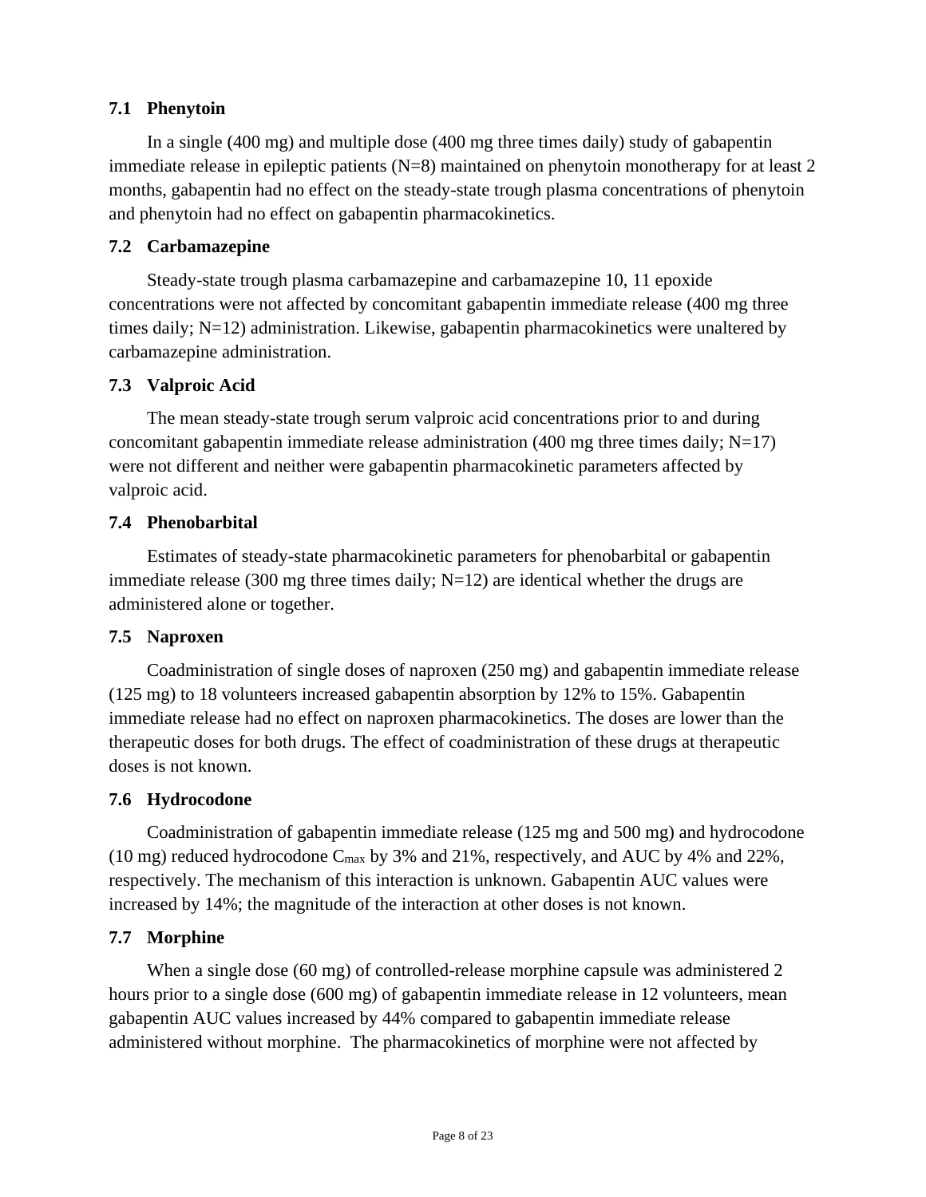### 7.1 Phenytoin

In a single (400 mg) and multiple dose (400 mg three times daily) study of gabapentin immediate release in epileptic patients (N=8) maintained on phenytoin monotherapy for at least 2 months, gabapentin had no effect on the steady-state trough plasma concentrations of phenytoin and phenytoin had no effect on gabapentin pharmacokinetics.

### 7.2 Carbamazepine

Steady-state trough plasma carbamazepine and carbamazepine 10, 11 epoxide concentrations were not affected by concomitant gabapentin immediate release (400 mg three times daily; N=12) administration. Likewise, gabapentin pharmacokinetics were unaltered by carbamazepine administration.

### 7.3 Valproic Acid

The mean steady-state trough serum valproic acid concentrations prior to and during concomitant gabapentin immediate release administration (400 mg three times daily; N=17) were not different and neither were gabapentin pharmacokinetic parameters affected by valproic acid.

### 7.4 Phenobarbital

Estimates of steady-state pharmacokinetic parameters for phenobarbital or gabapentin immediate release (300 mg three times daily; N=12) are identical whether the drugs are administered alone or together.

### 7.5 Naproxen

Coadministration of single doses of naproxen (250 mg) and gabapentin immediate release (125 mg) to 18 volunteers increased gabapentin absorption by 12% to 15%. Gabapentin immediate release had no effect on naproxen pharmacokinetics. The doses are lower than the therapeutic doses for both drugs. The effect of coadministration of these drugs at therapeutic doses is not known.

### 7.6 Hydrocodone

Coadministration of gabapentin immediate release (125 mg and 500 mg) and hydrocodone (10 mg) reduced hydrocodone $C_{max}$ by 3% and 21%, respectively, and AUC by 4% and 22%, respectively. The mechanism of this interaction is unknown. Gabapentin AUC values were increased by 14%; the magnitude of the interaction at other doses is not known.

### 7.7 Morphine

When a single dose (60 mg) of controlled-release morphine capsule was administered 2 hours prior to a single dose (600 mg) of gabapentin immediate release in 12 volunteers, mean gabapentin AUC values increased by 44% compared to gabapentin immediate release administered without morphine. The pharmacokinetics of morphine were not affected by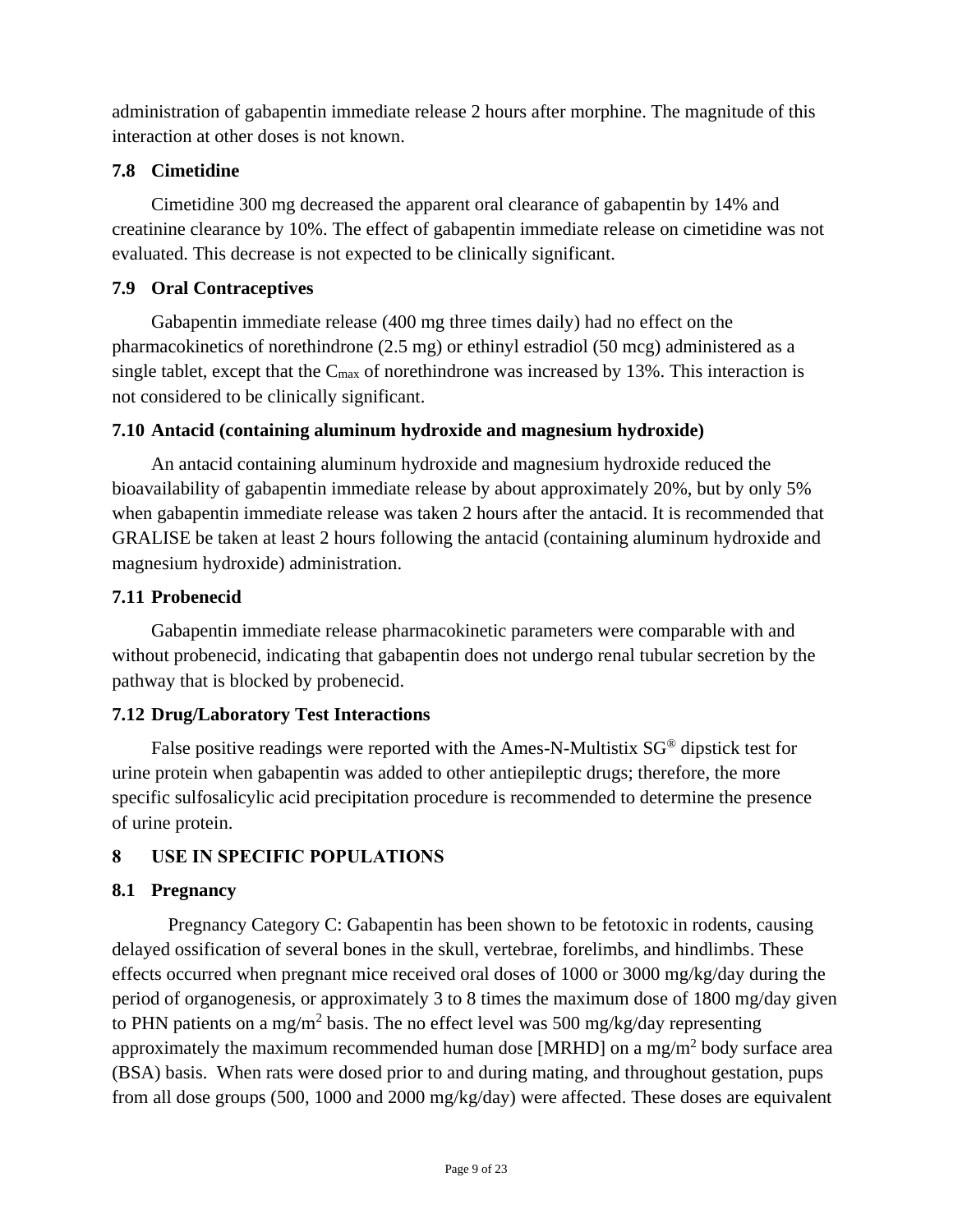administration of gabapentin immediate release 2 hours after morphine. The magnitude of this interaction at other doses is not known.

### 7.8 Cimetidine

Cimetidine 300 mg decreased the apparent oral clearance of gabapentin by 14% and creatinine clearance by 10%. The effect of gabapentin immediate release on cimetidine was not evaluated. This decrease is not expected to be clinically significant.

### 7.9 Oral Contraceptives

Gabapentin immediate release (400 mg three times daily) had no effect on the pharmacokinetics of norethindrone (2.5 mg) or ethinyl estradiol (50 mcg) administered as a single tablet, except that the $C_{max}$ of norethindrone was increased by 13%. This interaction is not considered to be clinically significant.

### 7.10 Antacid (containing aluminum hydroxide and magnesium hydroxide)

An antacid containing aluminum hydroxide and magnesium hydroxide reduced the bioavailability of gabapentin immediate release by about approximately 20%, but by only 5% when gabapentin immediate release was taken 2 hours after the antacid. It is recommended that GRALISE be taken at least 2 hours following the antacid (containing aluminum hydroxide and magnesium hydroxide) administration.

### 7.11 Probenecid

Gabapentin immediate release pharmacokinetic parameters were comparable with and without probenecid, indicating that gabapentin does not undergo renal tubular secretion by the pathway that is blocked by probenecid.

### 7.12 Drug/Laboratory Test Interactions

False positive readings were reported with the Ames-N-Multistix SG® dipstick test for urine protein when gabapentin was added to other antiepileptic drugs; therefore, the more specific sulfosalicylic acid precipitation procedure is recommended to determine the presence of urine protein.

## 8 USE IN SPECIFIC POPULATIONS

### 8.1 Pregnancy

Pregnancy Category C: Gabapentin has been shown to be fetotoxic in rodents, causing delayed ossification of several bones in the skull, vertebrae, forelimbs, and hindlimbs. These effects occurred when pregnant mice received oral doses of 1000 or 3000 mg/kg/day during the period of organogenesis, or approximately 3 to 8 times the maximum dose of 1800 mg/day given to PHN patients on a mg/m$^2$ basis. The no effect level was 500 mg/kg/day representing approximately the maximum recommended human dose [MRHD] on a mg/m$^2$ body surface area (BSA) basis. When rats were dosed prior to and during mating, and throughout gestation, pups from all dose groups (500, 1000 and 2000 mg/kg/day) were affected. These doses are equivalent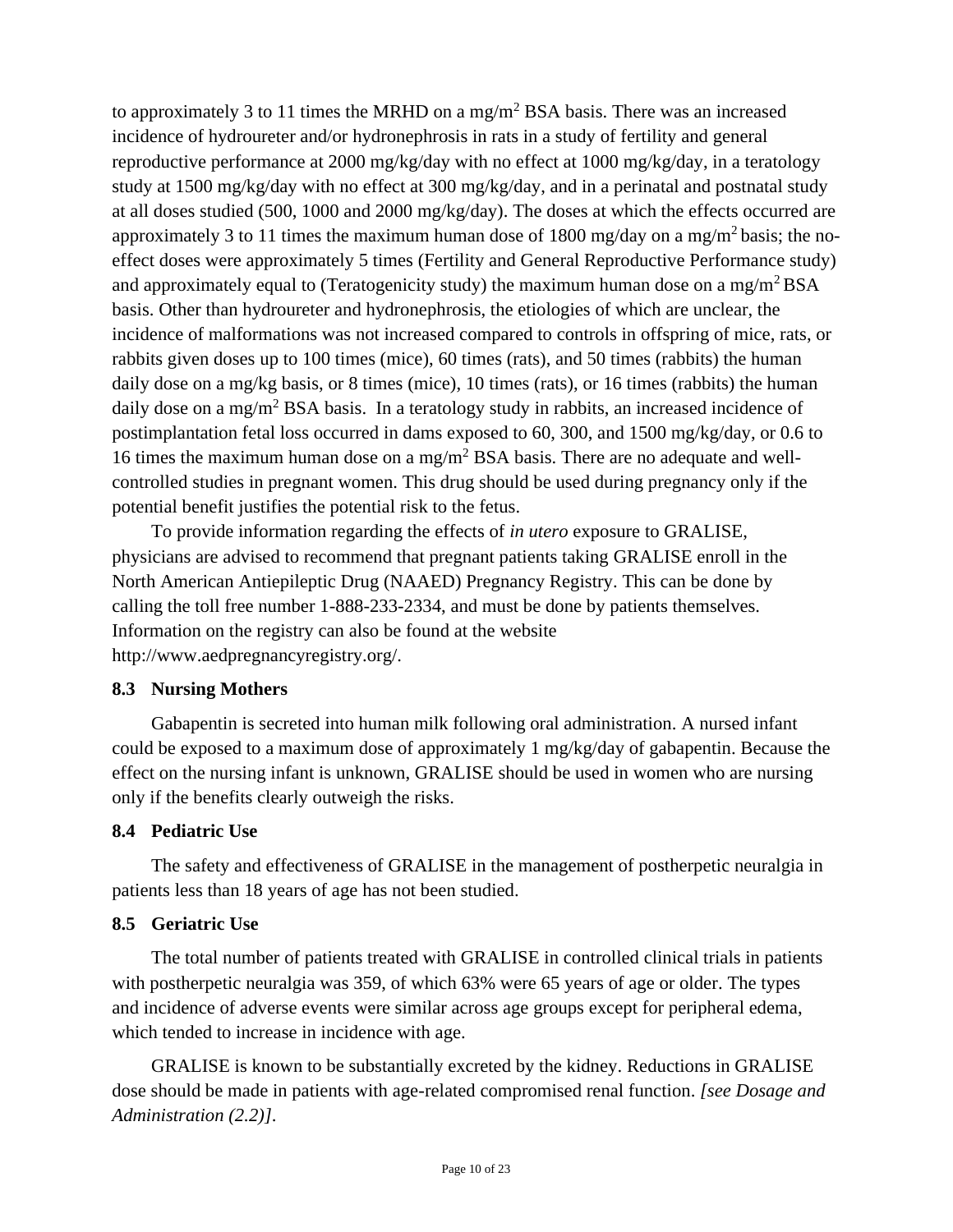to approximately 3 to 11 times the MRHD on a mg/$m^2$ BSA basis. There was an increased incidence of hydroureter and/or hydronephrosis in rats in a study of fertility and general reproductive performance at 2000 mg/kg/day with no effect at 1000 mg/kg/day, in a teratology study at 1500 mg/kg/day with no effect at 300 mg/kg/day, and in a perinatal and postnatal study at all doses studied (500, 1000 and 2000 mg/kg/day). The doses at which the effects occurred are approximately 3 to 11 times the maximum human dose of 1800 mg/day on a mg/$m^2$ basis; the no-effect doses were approximately 5 times (Fertility and General Reproductive Performance study) and approximately equal to (Teratogenicity study) the maximum human dose on a mg/$m^2$ BSA basis. Other than hydroureter and hydronephrosis, the etiologies of which are unclear, the incidence of malformations was not increased compared to controls in offspring of mice, rats, or rabbits given doses up to 100 times (mice), 60 times (rats), and 50 times (rabbits) the human daily dose on a mg/kg basis, or 8 times (mice), 10 times (rats), or 16 times (rabbits) the human daily dose on a mg/$m^2$ BSA basis. In a teratology study in rabbits, an increased incidence of postimplantation fetal loss occurred in dams exposed to 60, 300, and 1500 mg/kg/day, or 0.6 to 16 times the maximum human dose on a mg/$m^2$ BSA basis. There are no adequate and well-controlled studies in pregnant women. This drug should be used during pregnancy only if the potential benefit justifies the potential risk to the fetus.

To provide information regarding the effects of *in utero* exposure to GRALISE, physicians are advised to recommend that pregnant patients taking GRALISE enroll in the North American Antiepileptic Drug (NAAED) Pregnancy Registry. This can be done by calling the toll free number 1-888-233-2334, and must be done by patients themselves. Information on the registry can also be found at the website http://www.aedpregnancyregistry.org/.

### 8.3 Nursing Mothers

Gabapentin is secreted into human milk following oral administration. A nursed infant could be exposed to a maximum dose of approximately 1 mg/kg/day of gabapentin. Because the effect on the nursing infant is unknown, GRALISE should be used in women who are nursing only if the benefits clearly outweigh the risks.

### 8.4 Pediatric Use

The safety and effectiveness of GRALISE in the management of postherpetic neuralgia in patients less than 18 years of age has not been studied.

### 8.5 Geriatric Use

The total number of patients treated with GRALISE in controlled clinical trials in patients with postherpetic neuralgia was 359, of which 63% were 65 years of age or older. The types and incidence of adverse events were similar across age groups except for peripheral edema, which tended to increase in incidence with age.

GRALISE is known to be substantially excreted by the kidney. Reductions in GRALISE dose should be made in patients with age-related compromised renal function. *[see Dosage and Administration (2.2)]*.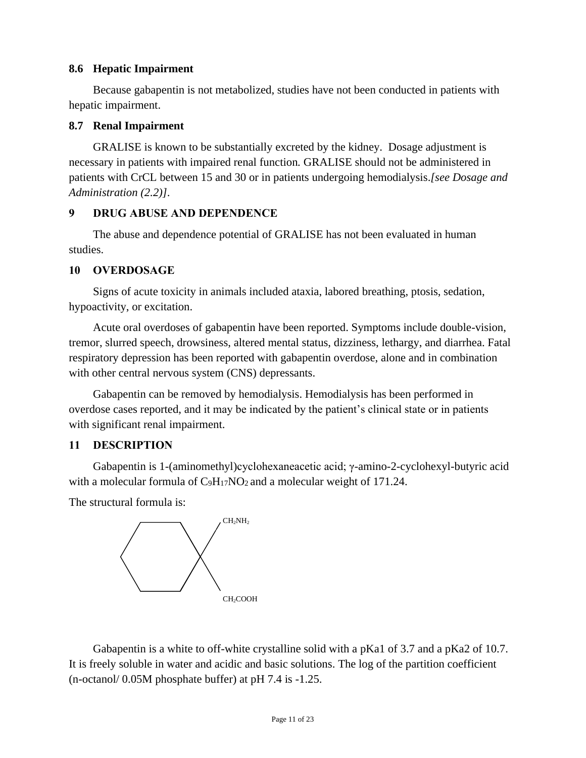## 8.6 Hepatic Impairment

Because gabapentin is not metabolized, studies have not been conducted in patients with hepatic impairment.

## 8.7 Renal Impairment

GRALISE is known to be substantially excreted by the kidney. Dosage adjustment is necessary in patients with impaired renal function. GRALISE should not be administered in patients with CrCL between 15 and 30 or in patients undergoing hemodialysis.*[see Dosage and Administration (2.2)]*.

# 9 DRUG ABUSE AND DEPENDENCE

The abuse and dependence potential of GRALISE has not been evaluated in human studies.

# 10 OVERDOSAGE

Signs of acute toxicity in animals included ataxia, labored breathing, ptosis, sedation, hypoactivity, or excitation.

Acute oral overdoses of gabapentin have been reported. Symptoms include double-vision, tremor, slurred speech, drowsiness, altered mental status, dizziness, lethargy, and diarrhea. Fatal respiratory depression has been reported with gabapentin overdose, alone and in combination with other central nervous system (CNS) depressants.

Gabapentin can be removed by hemodialysis. Hemodialysis has been performed in overdose cases reported, and it may be indicated by the patient's clinical state or in patients with significant renal impairment.

# 11 DESCRIPTION

Gabapentin is 1-(aminomethyl)cyclohexaneacetic acid; γ-amino-2-cyclohexyl-butyric acid with a molecular formula of $C_9H_{17}NO_2$ and a molecular weight of 171.24.

The structural formula is:

$CH_2NH_2$

$CH_2COOH$

Gabapentin is a white to off-white crystalline solid with a pKa1 of 3.7 and a pKa2 of 10.7. It is freely soluble in water and acidic and basic solutions. The log of the partition coefficient (n-octanol/ 0.05M phosphate buffer) at pH 7.4 is -1.25.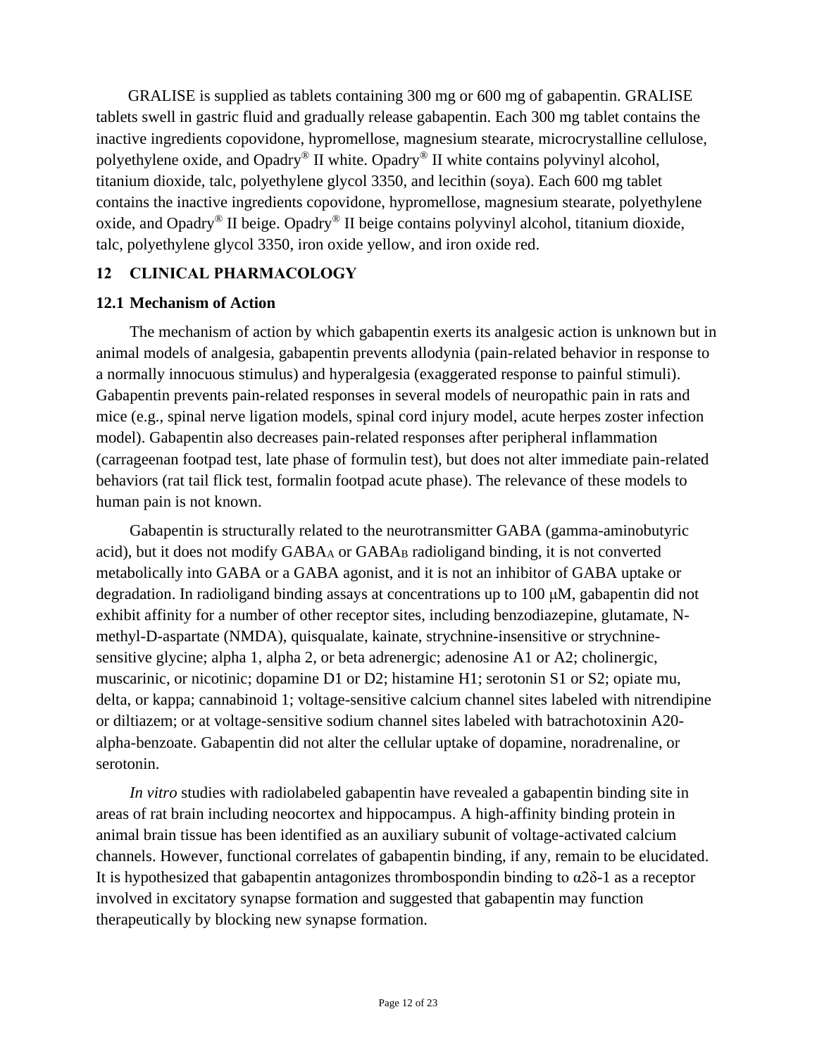GRALISE is supplied as tablets containing 300 mg or 600 mg of gabapentin. GRALISE tablets swell in gastric fluid and gradually release gabapentin. Each 300 mg tablet contains the inactive ingredients copovidone, hypromellose, magnesium stearate, microcrystalline cellulose, polyethylene oxide, and Opadry® II white. Opadry® II white contains polyvinyl alcohol, titanium dioxide, talc, polyethylene glycol 3350, and lecithin (soya). Each 600 mg tablet contains the inactive ingredients copovidone, hypromellose, magnesium stearate, polyethylene oxide, and Opadry® II beige. Opadry® II beige contains polyvinyl alcohol, titanium dioxide, talc, polyethylene glycol 3350, iron oxide yellow, and iron oxide red.

## 12 CLINICAL PHARMACOLOGY

### 12.1 Mechanism of Action

The mechanism of action by which gabapentin exerts its analgesic action is unknown but in animal models of analgesia, gabapentin prevents allodynia (pain-related behavior in response to a normally innocuous stimulus) and hyperalgesia (exaggerated response to painful stimuli). Gabapentin prevents pain-related responses in several models of neuropathic pain in rats and mice (e.g., spinal nerve ligation models, spinal cord injury model, acute herpes zoster infection model). Gabapentin also decreases pain-related responses after peripheral inflammation (carrageenan footpad test, late phase of formulin test), but does not alter immediate pain-related behaviors (rat tail flick test, formalin footpad acute phase). The relevance of these models to human pain is not known.

Gabapentin is structurally related to the neurotransmitter GABA (gamma-aminobutyric acid), but it does not modify $GABA_A$ or $GABA_B$ radioligand binding, it is not converted metabolically into GABA or a GABA agonist, and it is not an inhibitor of GABA uptake or degradation. In radioligand binding assays at concentrations up to 100 μM, gabapentin did not exhibit affinity for a number of other receptor sites, including benzodiazepine, glutamate, N-methyl-D-aspartate (NMDA), quisqualate, kainate, strychnine-insensitive or strychnine-sensitive glycine; alpha 1, alpha 2, or beta adrenergic; adenosine A1 or A2; cholinergic, muscarinic, or nicotinic; dopamine D1 or D2; histamine H1; serotonin S1 or S2; opiate mu, delta, or kappa; cannabinoid 1; voltage-sensitive calcium channel sites labeled with nitrendipine or diltiazem; or at voltage-sensitive sodium channel sites labeled with batrachotoxinin A20-alpha-benzoate. Gabapentin did not alter the cellular uptake of dopamine, noradrenaline, or serotonin.

*In vitro* studies with radiolabeled gabapentin have revealed a gabapentin binding site in areas of rat brain including neocortex and hippocampus. A high-affinity binding protein in animal brain tissue has been identified as an auxiliary subunit of voltage-activated calcium channels. However, functional correlates of gabapentin binding, if any, remain to be elucidated. It is hypothesized that gabapentin antagonizes thrombospondin binding to $\alpha 2\delta$-1 as a receptor involved in excitatory synapse formation and suggested that gabapentin may function therapeutically by blocking new synapse formation.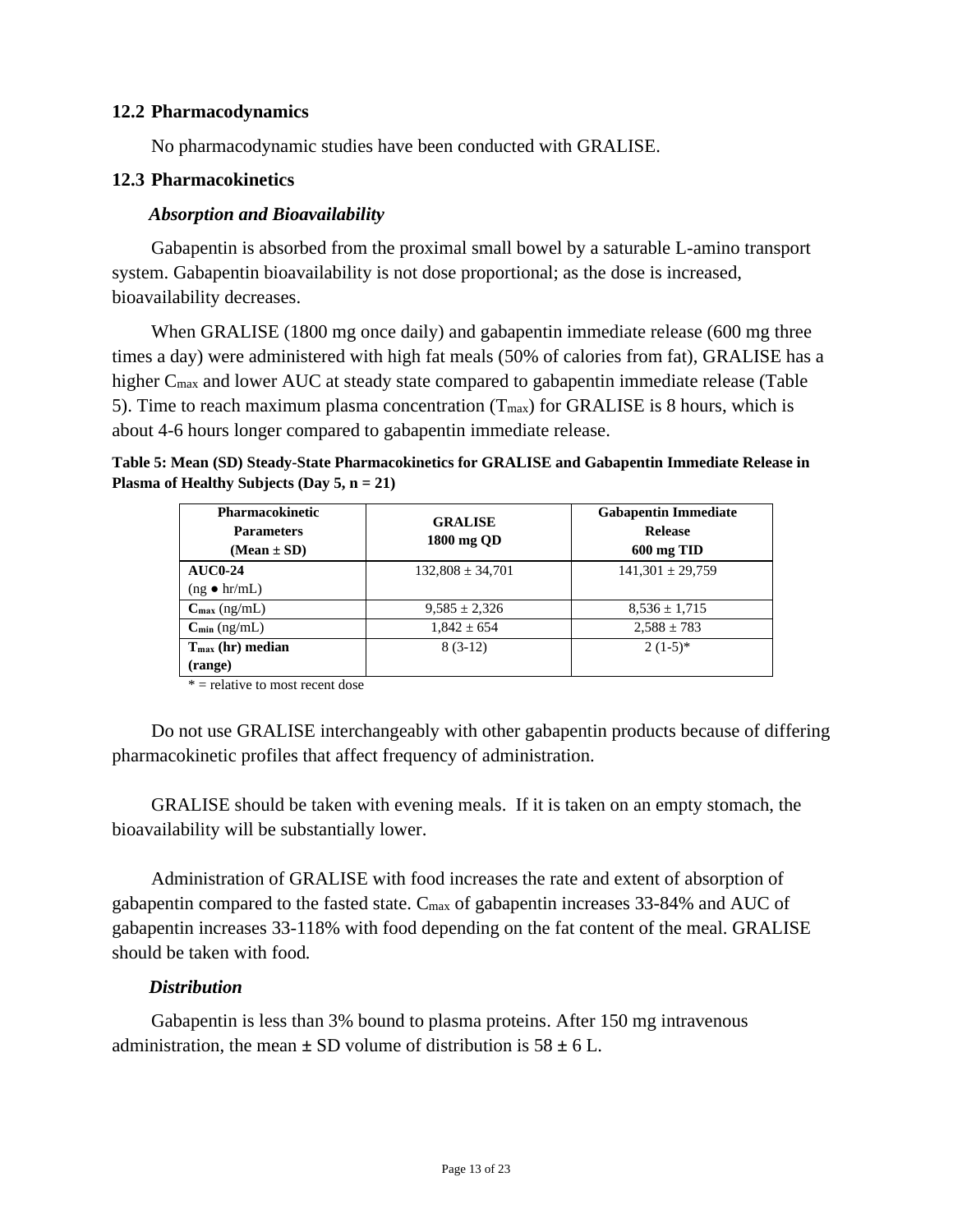## 12.2 Pharmacodynamics

No pharmacodynamic studies have been conducted with GRALISE.

## 12.3 Pharmacokinetics

### *Absorption and Bioavailability*

Gabapentin is absorbed from the proximal small bowel by a saturable L-amino transport system. Gabapentin bioavailability is not dose proportional; as the dose is increased, bioavailability decreases.

When GRALISE (1800 mg once daily) and gabapentin immediate release (600 mg three times a day) were administered with high fat meals (50% of calories from fat), GRALISE has a higher $C_{max}$ and lower AUC at steady state compared to gabapentin immediate release (Table 5). Time to reach maximum plasma concentration ($T_{max}$) for GRALISE is 8 hours, which is about 4-6 hours longer compared to gabapentin immediate release.

**Table 5: Mean (SD) Steady-State Pharmacokinetics for GRALISE and Gabapentin Immediate Release in Plasma of Healthy Subjects (Day 5, n = 21)**

| Pharmacokinetic Parameters (Mean ± SD) | GRALISE 1800 mg QD | Gabapentin Immediate Release 600 mg TID |
|---|---|---|
| **AUC0-24** (ng ● hr/mL) | 132,808 ± 34,701 | 141,301 ± 29,759 |
| **$C_{max}$** (ng/mL) | 9,585 ± 2,326 | 8,536 ± 1,715 |
| **$C_{min}$** (ng/mL) | 1,842 ± 654 | 2,588 ± 783 |
| **$T_{max}$ (hr) median (range)** | 8 (3-12) | 2 (1-5)* |

* = relative to most recent dose

Do not use GRALISE interchangeably with other gabapentin products because of differing pharmacokinetic profiles that affect frequency of administration.

GRALISE should be taken with evening meals. If it is taken on an empty stomach, the bioavailability will be substantially lower.

Administration of GRALISE with food increases the rate and extent of absorption of gabapentin compared to the fasted state. $C_{max}$ of gabapentin increases 33-84% and AUC of gabapentin increases 33-118% with food depending on the fat content of the meal. GRALISE should be taken with food.

### *Distribution*

Gabapentin is less than 3% bound to plasma proteins. After 150 mg intravenous administration, the mean ± SD volume of distribution is 58 ± 6 L.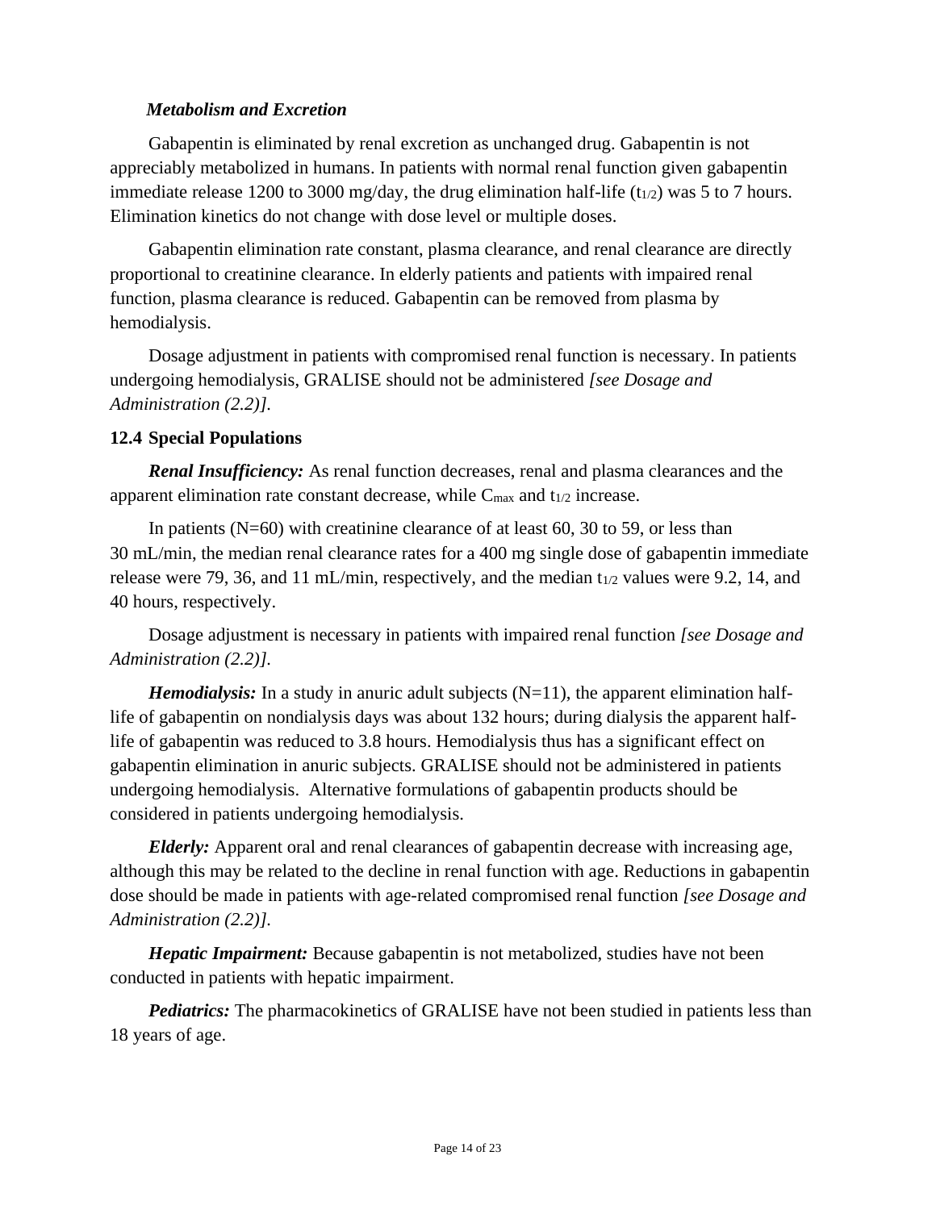*Metabolism and Excretion*

Gabapentin is eliminated by renal excretion as unchanged drug. Gabapentin is not appreciably metabolized in humans. In patients with normal renal function given gabapentin immediate release 1200 to 3000 mg/day, the drug elimination half-life ($t_{1/2}$) was 5 to 7 hours. Elimination kinetics do not change with dose level or multiple doses.

Gabapentin elimination rate constant, plasma clearance, and renal clearance are directly proportional to creatinine clearance. In elderly patients and patients with impaired renal function, plasma clearance is reduced. Gabapentin can be removed from plasma by hemodialysis.

Dosage adjustment in patients with compromised renal function is necessary. In patients undergoing hemodialysis, GRALISE should not be administered *[see Dosage and Administration (2.2)]*.

### 12.4 Special Populations

***Renal Insufficiency:*** As renal function decreases, renal and plasma clearances and the apparent elimination rate constant decrease, while $C_{max}$ and $t_{1/2}$ increase.

In patients (N=60) with creatinine clearance of at least 60, 30 to 59, or less than 30 mL/min, the median renal clearance rates for a 400 mg single dose of gabapentin immediate release were 79, 36, and 11 mL/min, respectively, and the median $t_{1/2}$ values were 9.2, 14, and 40 hours, respectively.

Dosage adjustment is necessary in patients with impaired renal function *[see Dosage and Administration (2.2)]*.

***Hemodialysis:*** In a study in anuric adult subjects (N=11), the apparent elimination half-life of gabapentin on nondialysis days was about 132 hours; during dialysis the apparent half-life of gabapentin was reduced to 3.8 hours. Hemodialysis thus has a significant effect on gabapentin elimination in anuric subjects. GRALISE should not be administered in patients undergoing hemodialysis. Alternative formulations of gabapentin products should be considered in patients undergoing hemodialysis.

***Elderly:*** Apparent oral and renal clearances of gabapentin decrease with increasing age, although this may be related to the decline in renal function with age. Reductions in gabapentin dose should be made in patients with age-related compromised renal function *[see Dosage and Administration (2.2)]*.

***Hepatic Impairment:*** Because gabapentin is not metabolized, studies have not been conducted in patients with hepatic impairment.

***Pediatrics:*** The pharmacokinetics of GRALISE have not been studied in patients less than 18 years of age.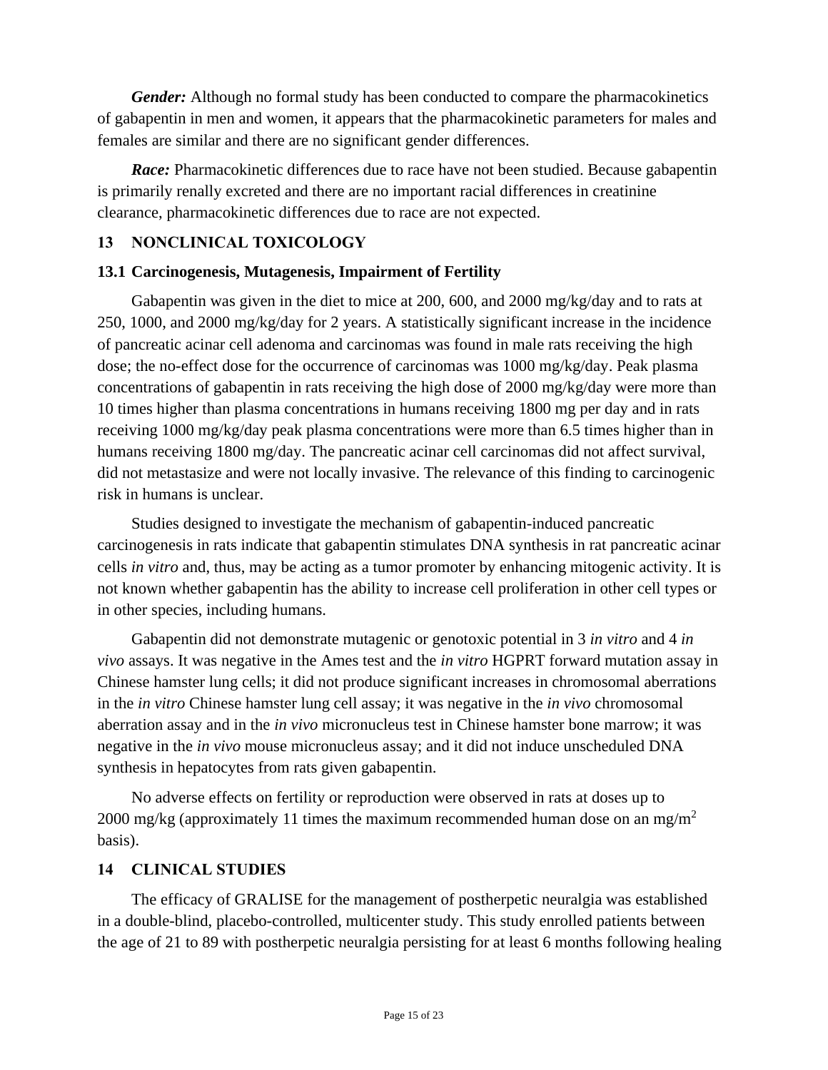***Gender:*** Although no formal study has been conducted to compare the pharmacokinetics of gabapentin in men and women, it appears that the pharmacokinetic parameters for males and females are similar and there are no significant gender differences.

***Race:*** Pharmacokinetic differences due to race have not been studied. Because gabapentin is primarily renally excreted and there are no important racial differences in creatinine clearance, pharmacokinetic differences due to race are not expected.

## 13 NONCLINICAL TOXICOLOGY

### 13.1 Carcinogenesis, Mutagenesis, Impairment of Fertility

Gabapentin was given in the diet to mice at 200, 600, and 2000 mg/kg/day and to rats at 250, 1000, and 2000 mg/kg/day for 2 years. A statistically significant increase in the incidence of pancreatic acinar cell adenoma and carcinomas was found in male rats receiving the high dose; the no-effect dose for the occurrence of carcinomas was 1000 mg/kg/day. Peak plasma concentrations of gabapentin in rats receiving the high dose of 2000 mg/kg/day were more than 10 times higher than plasma concentrations in humans receiving 1800 mg per day and in rats receiving 1000 mg/kg/day peak plasma concentrations were more than 6.5 times higher than in humans receiving 1800 mg/day. The pancreatic acinar cell carcinomas did not affect survival, did not metastasize and were not locally invasive. The relevance of this finding to carcinogenic risk in humans is unclear.

Studies designed to investigate the mechanism of gabapentin-induced pancreatic carcinogenesis in rats indicate that gabapentin stimulates DNA synthesis in rat pancreatic acinar cells *in vitro* and, thus, may be acting as a tumor promoter by enhancing mitogenic activity. It is not known whether gabapentin has the ability to increase cell proliferation in other cell types or in other species, including humans.

Gabapentin did not demonstrate mutagenic or genotoxic potential in 3 *in vitro* and 4 *in vivo* assays. It was negative in the Ames test and the *in vitro* HGPRT forward mutation assay in Chinese hamster lung cells; it did not produce significant increases in chromosomal aberrations in the *in vitro* Chinese hamster lung cell assay; it was negative in the *in vivo* chromosomal aberration assay and in the *in vivo* micronucleus test in Chinese hamster bone marrow; it was negative in the *in vivo* mouse micronucleus assay; and it did not induce unscheduled DNA synthesis in hepatocytes from rats given gabapentin.

No adverse effects on fertility or reproduction were observed in rats at doses up to 2000 mg/kg (approximately 11 times the maximum recommended human dose on an $mg/m^2$ basis).

## 14 CLINICAL STUDIES

The efficacy of GRALISE for the management of postherpetic neuralgia was established in a double-blind, placebo-controlled, multicenter study. This study enrolled patients between the age of 21 to 89 with postherpetic neuralgia persisting for at least 6 months following healing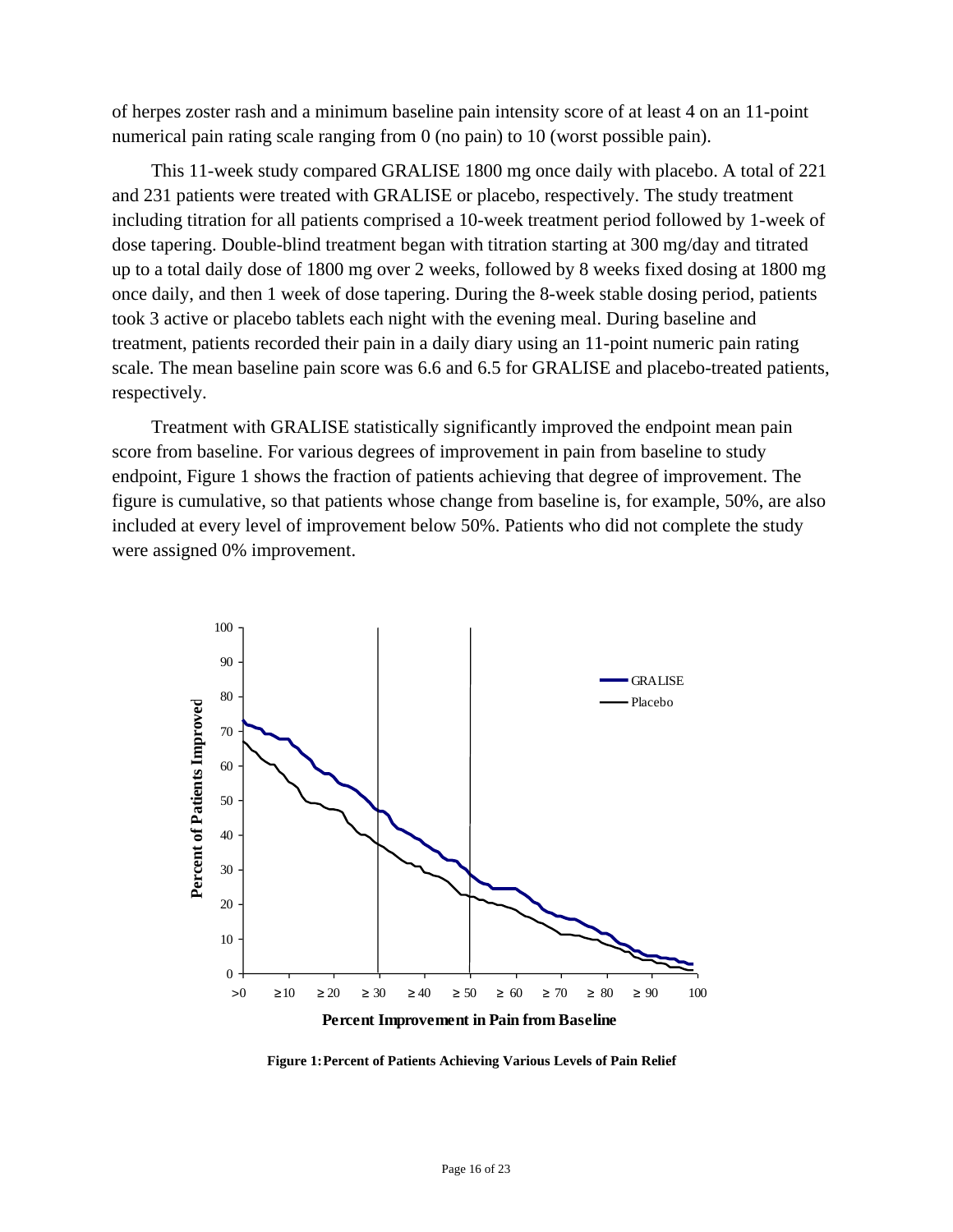of herpes zoster rash and a minimum baseline pain intensity score of at least 4 on an 11-point numerical pain rating scale ranging from 0 (no pain) to 10 (worst possible pain).

This 11-week study compared GRALISE 1800 mg once daily with placebo. A total of 221 and 231 patients were treated with GRALISE or placebo, respectively. The study treatment including titration for all patients comprised a 10-week treatment period followed by 1-week of dose tapering. Double-blind treatment began with titration starting at 300 mg/day and titrated up to a total daily dose of 1800 mg over 2 weeks, followed by 8 weeks fixed dosing at 1800 mg once daily, and then 1 week of dose tapering. During the 8-week stable dosing period, patients took 3 active or placebo tablets each night with the evening meal. During baseline and treatment, patients recorded their pain in a daily diary using an 11-point numeric pain rating scale. The mean baseline pain score was 6.6 and 6.5 for GRALISE and placebo-treated patients, respectively.

Treatment with GRALISE statistically significantly improved the endpoint mean pain score from baseline. For various degrees of improvement in pain from baseline to study endpoint, Figure 1 shows the fraction of patients achieving that degree of improvement. The figure is cumulative, so that patients whose change from baseline is, for example, 50%, are also included at every level of improvement below 50%. Patients who did not complete the study were assigned 0% improvement.

**Figure 1: Percent of Patients Achieving Various Levels of Pain Relief**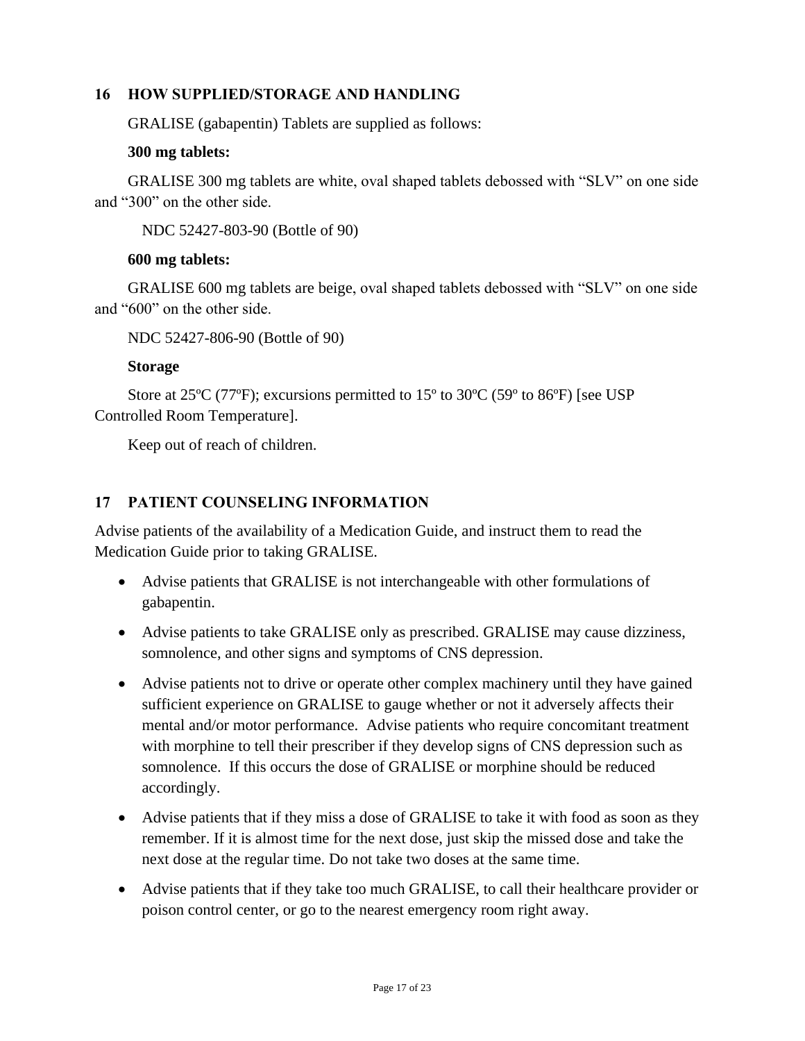## 16 HOW SUPPLIED/STORAGE AND HANDLING

GRALISE (gabapentin) Tablets are supplied as follows:

**300 mg tablets:**

GRALISE 300 mg tablets are white, oval shaped tablets debossed with “SLV” on one side and “300” on the other side.

NDC 52427-803-90 (Bottle of 90)

**600 mg tablets:**

GRALISE 600 mg tablets are beige, oval shaped tablets debossed with “SLV” on one side and “600” on the other side.

NDC 52427-806-90 (Bottle of 90)

**Storage**

Store at 25ºC (77ºF); excursions permitted to 15º to 30ºC (59º to 86ºF) [see USP Controlled Room Temperature].

Keep out of reach of children.

## 17 PATIENT COUNSELING INFORMATION

Advise patients of the availability of a Medication Guide, and instruct them to read the Medication Guide prior to taking GRALISE.

- Advise patients that GRALISE is not interchangeable with other formulations of gabapentin.
- Advise patients to take GRALISE only as prescribed. GRALISE may cause dizziness, somnolence, and other signs and symptoms of CNS depression.
- Advise patients not to drive or operate other complex machinery until they have gained sufficient experience on GRALISE to gauge whether or not it adversely affects their mental and/or motor performance. Advise patients who require concomitant treatment with morphine to tell their prescriber if they develop signs of CNS depression such as somnolence. If this occurs the dose of GRALISE or morphine should be reduced accordingly.
- Advise patients that if they miss a dose of GRALISE to take it with food as soon as they remember. If it is almost time for the next dose, just skip the missed dose and take the next dose at the regular time. Do not take two doses at the same time.
- Advise patients that if they take too much GRALISE, to call their healthcare provider or poison control center, or go to the nearest emergency room right away.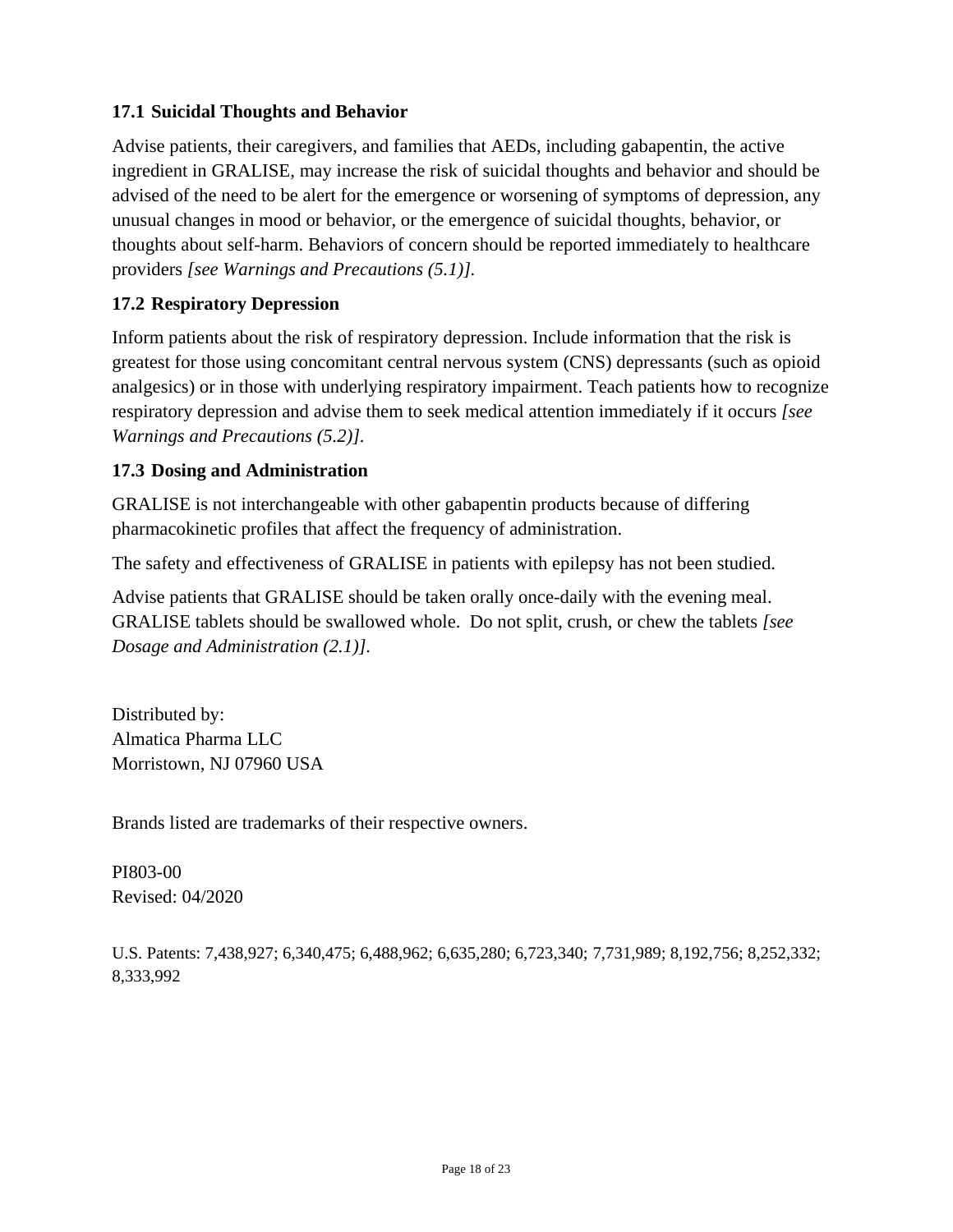### 17.1 Suicidal Thoughts and Behavior

Advise patients, their caregivers, and families that AEDs, including gabapentin, the active ingredient in GRALISE, may increase the risk of suicidal thoughts and behavior and should be advised of the need to be alert for the emergence or worsening of symptoms of depression, any unusual changes in mood or behavior, or the emergence of suicidal thoughts, behavior, or thoughts about self-harm. Behaviors of concern should be reported immediately to healthcare providers *[see Warnings and Precautions (5.1)]*.

### 17.2 Respiratory Depression

Inform patients about the risk of respiratory depression. Include information that the risk is greatest for those using concomitant central nervous system (CNS) depressants (such as opioid analgesics) or in those with underlying respiratory impairment. Teach patients how to recognize respiratory depression and advise them to seek medical attention immediately if it occurs *[see Warnings and Precautions (5.2)]*.

### 17.3 Dosing and Administration

GRALISE is not interchangeable with other gabapentin products because of differing pharmacokinetic profiles that affect the frequency of administration.

The safety and effectiveness of GRALISE in patients with epilepsy has not been studied.

Advise patients that GRALISE should be taken orally once-daily with the evening meal. GRALISE tablets should be swallowed whole. Do not split, crush, or chew the tablets *[see Dosage and Administration (2.1)]*.

Distributed by:
Almatica Pharma LLC
Morristown, NJ 07960 USA

Brands listed are trademarks of their respective owners.

PI803-00
Revised: 04/2020

U.S. Patents: 7,438,927; 6,340,475; 6,488,962; 6,635,280; 6,723,340; 7,731,989; 8,192,756; 8,252,332; 8,333,992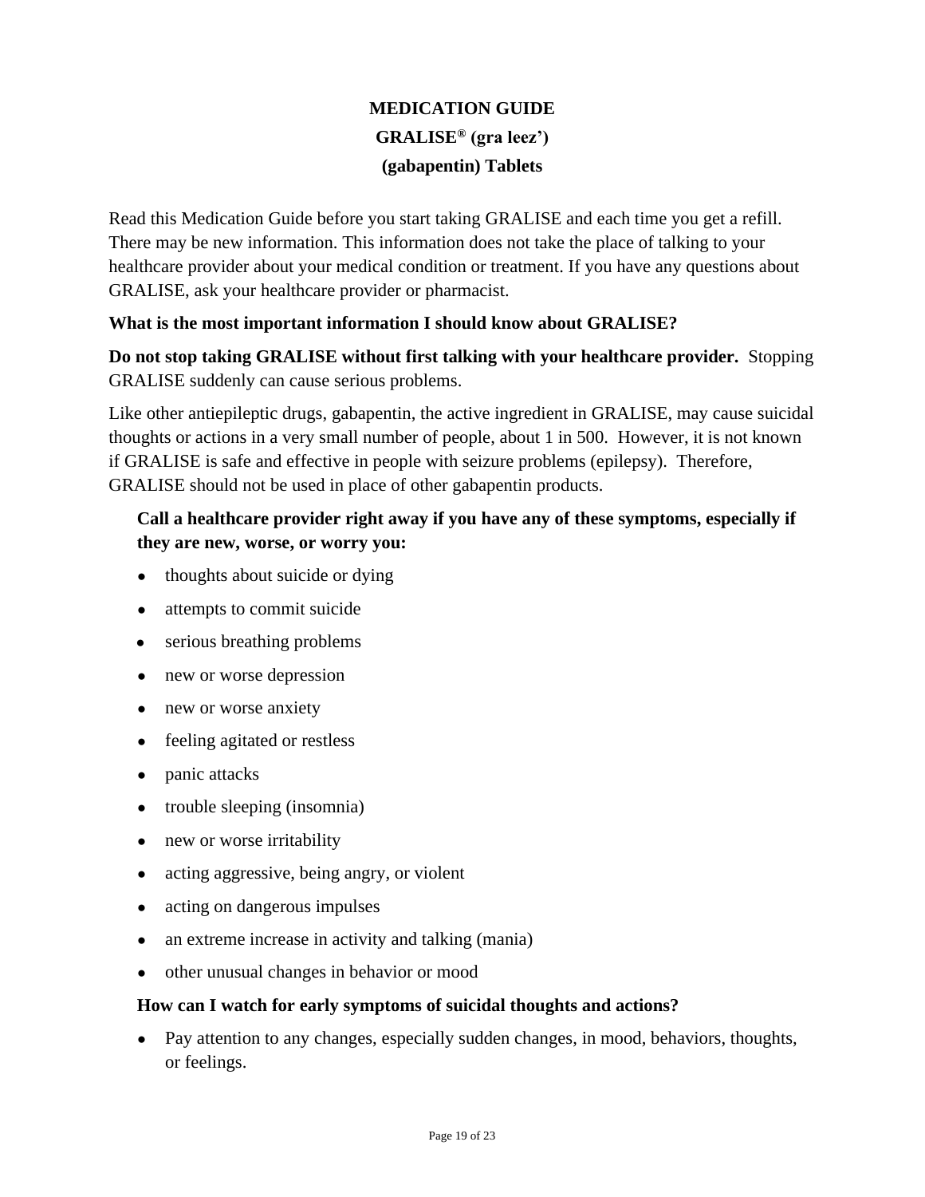# MEDICATION GUIDE

## GRALISE® (gra leez')

## (gabapentin) Tablets

Read this Medication Guide before you start taking GRALISE and each time you get a refill. There may be new information. This information does not take the place of talking to your healthcare provider about your medical condition or treatment. If you have any questions about GRALISE, ask your healthcare provider or pharmacist.

**What is the most important information I should know about GRALISE?**

**Do not stop taking GRALISE without first talking with your healthcare provider.** Stopping GRALISE suddenly can cause serious problems.

Like other antiepileptic drugs, gabapentin, the active ingredient in GRALISE, may cause suicidal thoughts or actions in a very small number of people, about 1 in 500. However, it is not known if GRALISE is safe and effective in people with seizure problems (epilepsy). Therefore, GRALISE should not be used in place of other gabapentin products.

**Call a healthcare provider right away if you have any of these symptoms, especially if they are new, worse, or worry you:**

- thoughts about suicide or dying
- attempts to commit suicide
- serious breathing problems
- new or worse depression
- new or worse anxiety
- feeling agitated or restless
- panic attacks
- trouble sleeping (insomnia)
- new or worse irritability
- acting aggressive, being angry, or violent
- acting on dangerous impulses
- an extreme increase in activity and talking (mania)
- other unusual changes in behavior or mood

**How can I watch for early symptoms of suicidal thoughts and actions?**

- Pay attention to any changes, especially sudden changes, in mood, behaviors, thoughts, or feelings.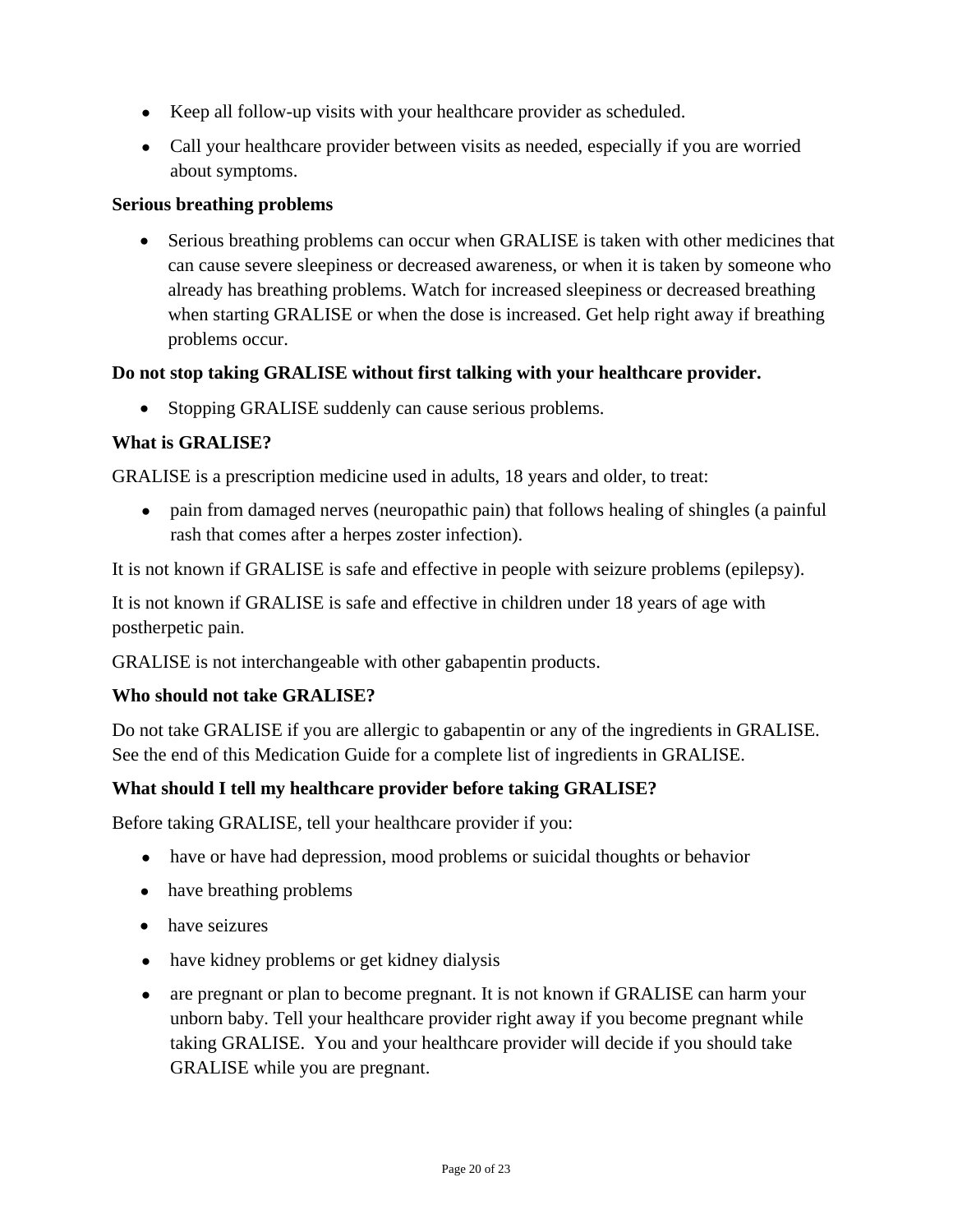- Keep all follow-up visits with your healthcare provider as scheduled.
- Call your healthcare provider between visits as needed, especially if you are worried about symptoms.

**Serious breathing problems**

- Serious breathing problems can occur when GRALISE is taken with other medicines that can cause severe sleepiness or decreased awareness, or when it is taken by someone who already has breathing problems. Watch for increased sleepiness or decreased breathing when starting GRALISE or when the dose is increased. Get help right away if breathing problems occur.

**Do not stop taking GRALISE without first talking with your healthcare provider.**

- Stopping GRALISE suddenly can cause serious problems.

**What is GRALISE?**

GRALISE is a prescription medicine used in adults, 18 years and older, to treat:

- pain from damaged nerves (neuropathic pain) that follows healing of shingles (a painful rash that comes after a herpes zoster infection).

It is not known if GRALISE is safe and effective in people with seizure problems (epilepsy).

It is not known if GRALISE is safe and effective in children under 18 years of age with postherpetic pain.

GRALISE is not interchangeable with other gabapentin products.

**Who should not take GRALISE?**

Do not take GRALISE if you are allergic to gabapentin or any of the ingredients in GRALISE. See the end of this Medication Guide for a complete list of ingredients in GRALISE.

**What should I tell my healthcare provider before taking GRALISE?**

Before taking GRALISE, tell your healthcare provider if you:

- have or have had depression, mood problems or suicidal thoughts or behavior
- have breathing problems
- have seizures
- have kidney problems or get kidney dialysis
- are pregnant or plan to become pregnant. It is not known if GRALISE can harm your unborn baby. Tell your healthcare provider right away if you become pregnant while taking GRALISE. You and your healthcare provider will decide if you should take GRALISE while you are pregnant.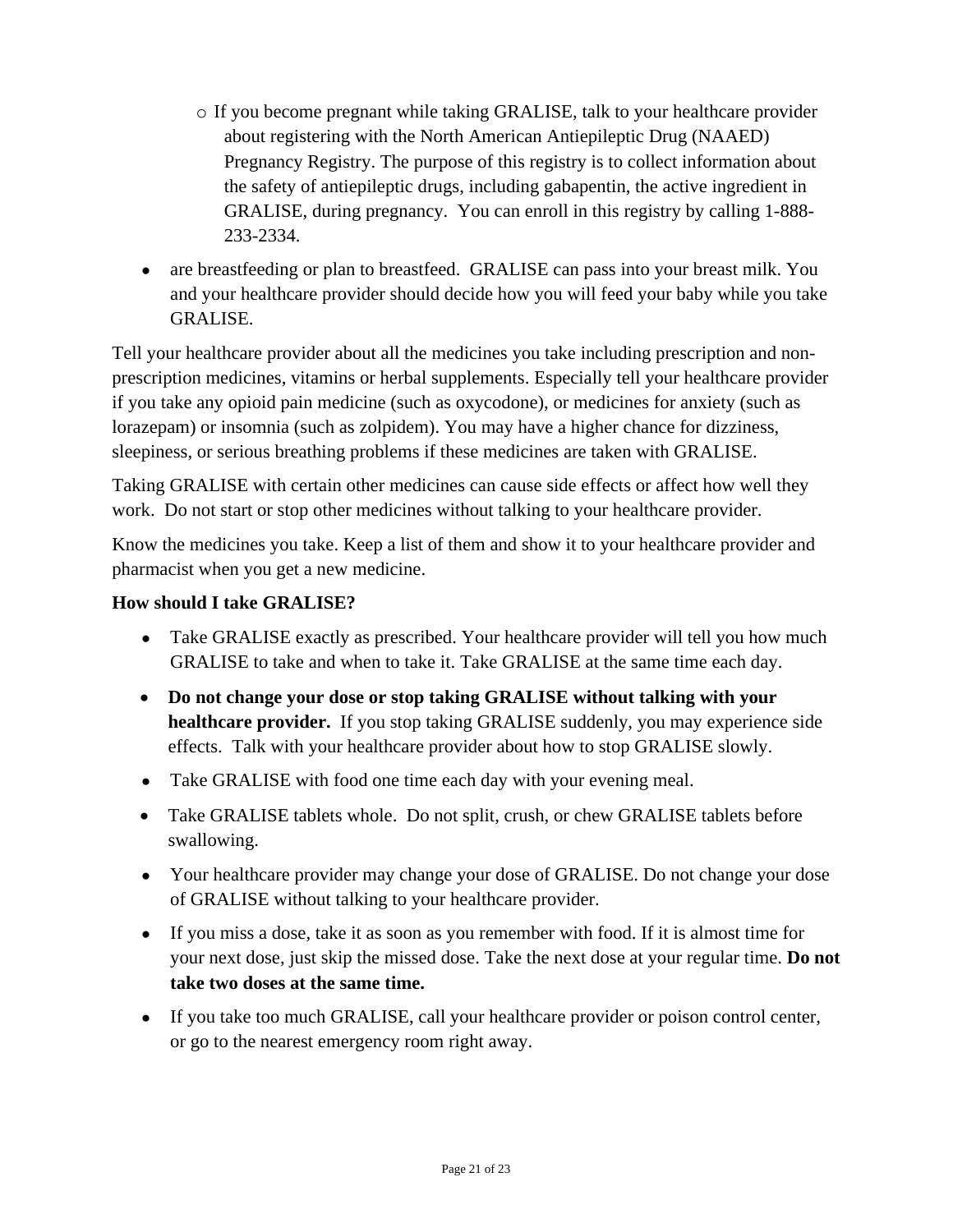- If you become pregnant while taking GRALISE, talk to your healthcare provider about registering with the North American Antiepileptic Drug (NAAED) Pregnancy Registry. The purpose of this registry is to collect information about the safety of antiepileptic drugs, including gabapentin, the active ingredient in GRALISE, during pregnancy. You can enroll in this registry by calling 1-888-233-2334.
- are breastfeeding or plan to breastfeed. GRALISE can pass into your breast milk. You and your healthcare provider should decide how you will feed your baby while you take GRALISE.

Tell your healthcare provider about all the medicines you take including prescription and non-prescription medicines, vitamins or herbal supplements. Especially tell your healthcare provider if you take any opioid pain medicine (such as oxycodone), or medicines for anxiety (such as lorazepam) or insomnia (such as zolpidem). You may have a higher chance for dizziness, sleepiness, or serious breathing problems if these medicines are taken with GRALISE.

Taking GRALISE with certain other medicines can cause side effects or affect how well they work. Do not start or stop other medicines without talking to your healthcare provider.

Know the medicines you take. Keep a list of them and show it to your healthcare provider and pharmacist when you get a new medicine.

**How should I take GRALISE?**

- Take GRALISE exactly as prescribed. Your healthcare provider will tell you how much GRALISE to take and when to take it. Take GRALISE at the same time each day.
- **Do not change your dose or stop taking GRALISE without talking with your healthcare provider.** If you stop taking GRALISE suddenly, you may experience side effects. Talk with your healthcare provider about how to stop GRALISE slowly.
- Take GRALISE with food one time each day with your evening meal.
- Take GRALISE tablets whole. Do not split, crush, or chew GRALISE tablets before swallowing.
- Your healthcare provider may change your dose of GRALISE. Do not change your dose of GRALISE without talking to your healthcare provider.
- If you miss a dose, take it as soon as you remember with food. If it is almost time for your next dose, just skip the missed dose. Take the next dose at your regular time. **Do not take two doses at the same time.**
- If you take too much GRALISE, call your healthcare provider or poison control center, or go to the nearest emergency room right away.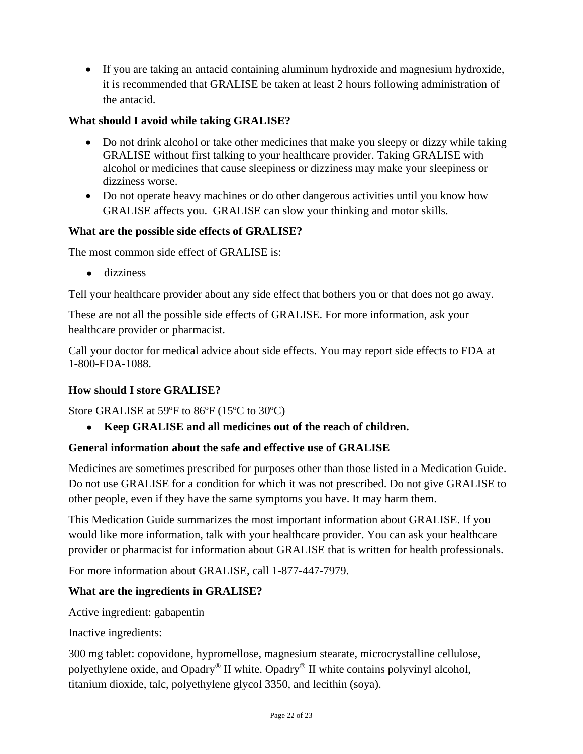- If you are taking an antacid containing aluminum hydroxide and magnesium hydroxide, it is recommended that GRALISE be taken at least 2 hours following administration of the antacid.

**What should I avoid while taking GRALISE?**

- Do not drink alcohol or take other medicines that make you sleepy or dizzy while taking GRALISE without first talking to your healthcare provider. Taking GRALISE with alcohol or medicines that cause sleepiness or dizziness may make your sleepiness or dizziness worse.
- Do not operate heavy machines or do other dangerous activities until you know how GRALISE affects you. GRALISE can slow your thinking and motor skills.

**What are the possible side effects of GRALISE?**

The most common side effect of GRALISE is:

- dizziness

Tell your healthcare provider about any side effect that bothers you or that does not go away.

These are not all the possible side effects of GRALISE. For more information, ask your healthcare provider or pharmacist.

Call your doctor for medical advice about side effects. You may report side effects to FDA at 1-800-FDA-1088.

**How should I store GRALISE?**

Store GRALISE at 59ºF to 86ºF (15ºC to 30ºC)

- **Keep GRALISE and all medicines out of the reach of children.**

**General information about the safe and effective use of GRALISE**

Medicines are sometimes prescribed for purposes other than those listed in a Medication Guide. Do not use GRALISE for a condition for which it was not prescribed. Do not give GRALISE to other people, even if they have the same symptoms you have. It may harm them.

This Medication Guide summarizes the most important information about GRALISE. If you would like more information, talk with your healthcare provider. You can ask your healthcare provider or pharmacist for information about GRALISE that is written for health professionals.

For more information about GRALISE, call 1-877-447-7979.

**What are the ingredients in GRALISE?**

Active ingredient: gabapentin

Inactive ingredients:

300 mg tablet: copovidone, hypromellose, magnesium stearate, microcrystalline cellulose, polyethylene oxide, and Opadry® II white. Opadry® II white contains polyvinyl alcohol, titanium dioxide, talc, polyethylene glycol 3350, and lecithin (soya).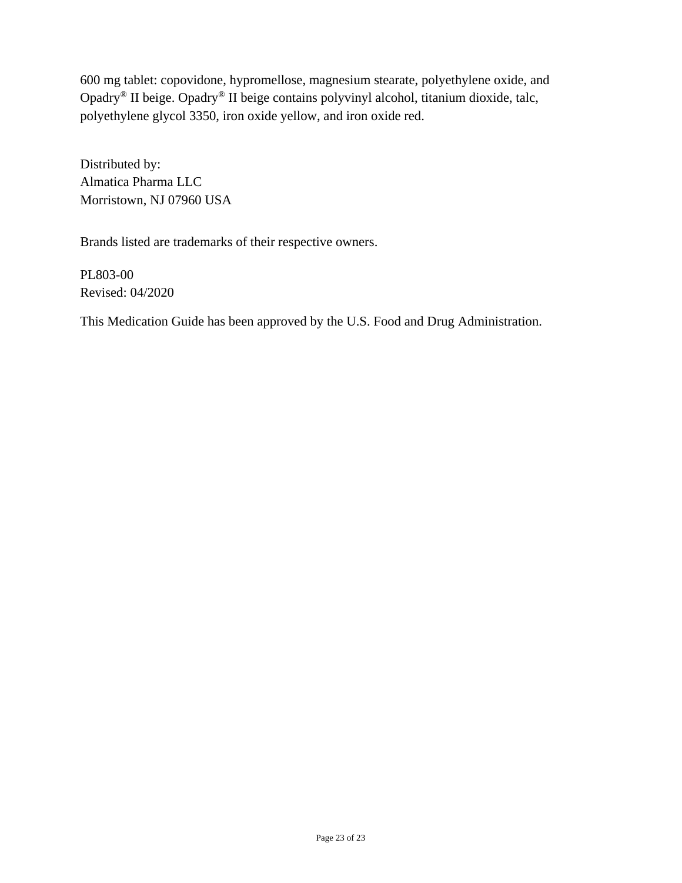600 mg tablet: copovidone, hypromellose, magnesium stearate, polyethylene oxide, and Opadry® II beige. Opadry® II beige contains polyvinyl alcohol, titanium dioxide, talc, polyethylene glycol 3350, iron oxide yellow, and iron oxide red.

Distributed by:
Almatica Pharma LLC
Morristown, NJ 07960 USA

Brands listed are trademarks of their respective owners.

PL803-00
Revised: 04/2020

This Medication Guide has been approved by the U.S. Food and Drug Administration.